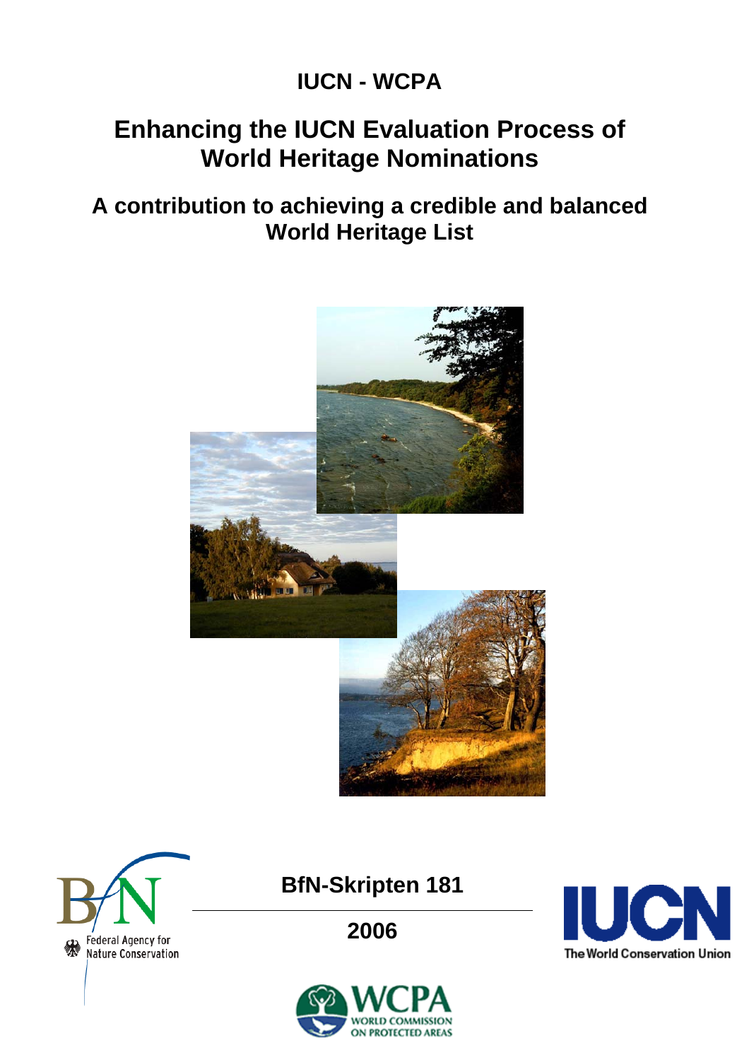# IUCN - WCPA

# Enhancing the IUCN Evaluation Process of World Heritage Nominations

## A contribution to achieving a credible and balanced World Heritage List

Federal Agency for Nature Conservation

**BfN-Skripten 181**

**2006**

IUCN The World Conservation Union

WCPA WORLD COMMISSION ON PROTECTED AREAS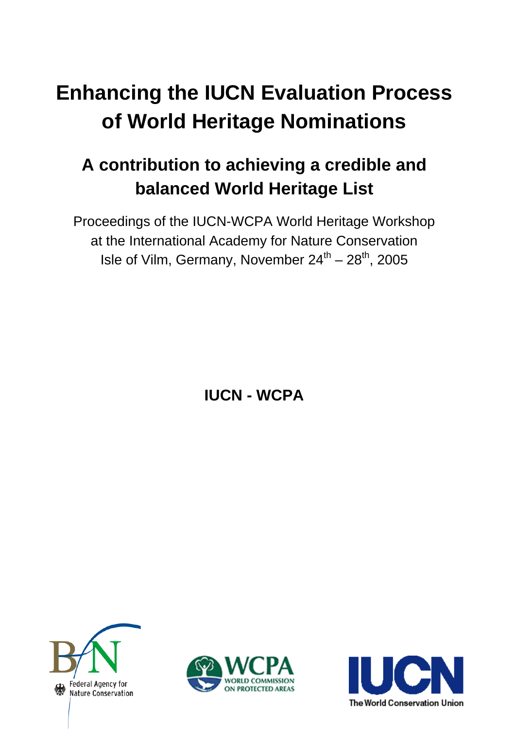# Enhancing the IUCN Evaluation Process of World Heritage Nominations

## A contribution to achieving a credible and balanced World Heritage List

Proceedings of the IUCN-WCPA World Heritage Workshop at the International Academy for Nature Conservation Isle of Vilm, Germany, November 24th – 28th, 2005

**IUCN - WCPA**

Federal Agency for Nature Conservation

WCPA WORLD COMMISSION ON PROTECTED AREAS

IUCN The World Conservation Union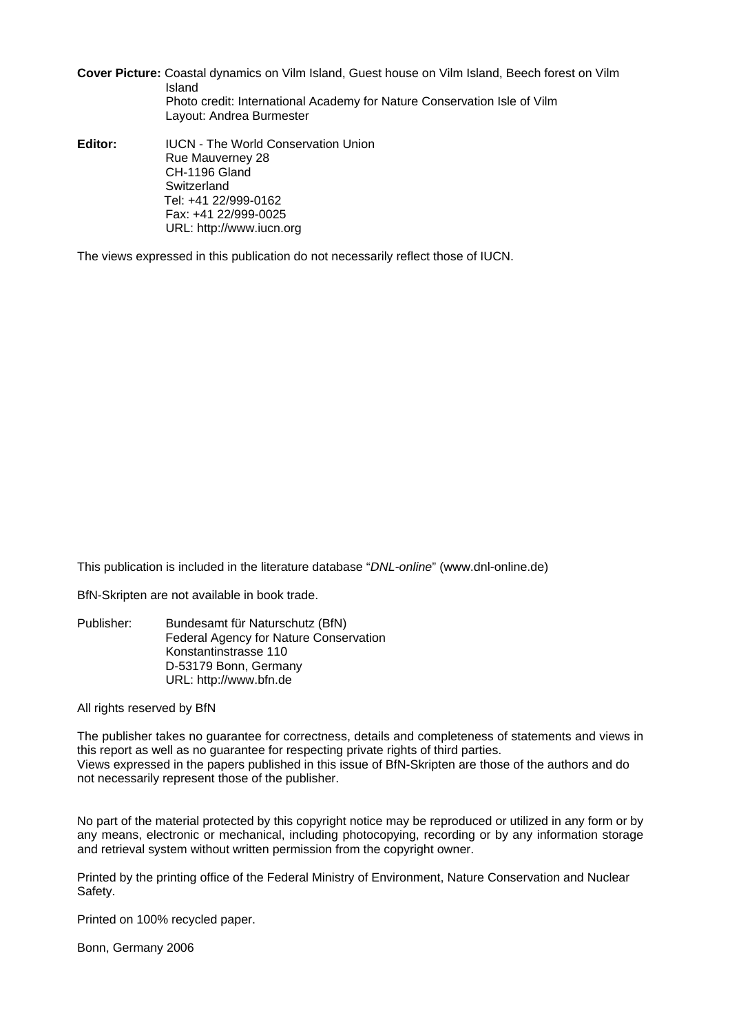**Cover Picture:** Coastal dynamics on Vilm Island, Guest house on Vilm Island, Beech forest on Vilm Island
Photo credit: International Academy for Nature Conservation Isle of Vilm
Layout: Andrea Burmester

**Editor:** IUCN - The World Conservation Union
Rue Mauverney 28
CH-1196 Gland
Switzerland
Tel: +41 22/999-0162
Fax: +41 22/999-0025
URL: http://www.iucn.org

The views expressed in this publication do not necessarily reflect those of IUCN.

This publication is included in the literature database "*DNL-online*" (www.dnl-online.de)

BfN-Skripten are not available in book trade.

Publisher: Bundesamt für Naturschutz (BfN)
Federal Agency for Nature Conservation
Konstantinstrasse 110
D-53179 Bonn, Germany
URL: http://www.bfn.de

All rights reserved by BfN

The publisher takes no guarantee for correctness, details and completeness of statements and views in this report as well as no guarantee for respecting private rights of third parties.
Views expressed in the papers published in this issue of BfN-Skripten are those of the authors and do not necessarily represent those of the publisher.

No part of the material protected by this copyright notice may be reproduced or utilized in any form or by any means, electronic or mechanical, including photocopying, recording or by any information storage and retrieval system without written permission from the copyright owner.

Printed by the printing office of the Federal Ministry of Environment, Nature Conservation and Nuclear Safety.

Printed on 100% recycled paper.

Bonn, Germany 2006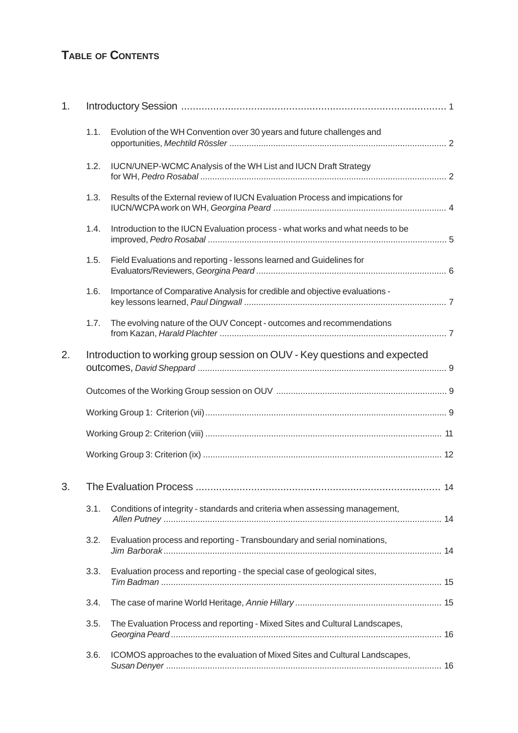## Table of Contents

1. Introductory Session ............................................................................................ 1

   1.1. Evolution of the WH Convention over 30 years and future challenges and opportunities, *Mechtild Rössler* ........................................................................................ 2

   1.2. IUCN/UNEP-WCMC Analysis of the WH List and IUCN Draft Strategy for WH, *Pedro Rosabal* .................................................................................................... 2

   1.3. Results of the External review of IUCN Evaluation Process and impications for IUCN/WCPA work on WH, *Georgina Peard* ...................................................................... 4

   1.4. Introduction to the IUCN Evaluation process - what works and what needs to be improved, *Pedro Rosabal* ................................................................................................. 5

   1.5. Field Evaluations and reporting - lessons learned and Guidelines for Evaluators/Reviewers, *Georgina Peard* ............................................................................. 6

   1.6. Importance of Comparative Analysis for credible and objective evaluations - key lessons learned, *Paul Dingwall* .................................................................................. 7

   1.7. The evolving nature of the OUV Concept - outcomes and recommendations from Kazan, *Harald Plachter* ............................................................................................ 7

2. Introduction to working group session on OUV - Key questions and expected outcomes, *David Sheppard* .................................................................................................... 9

   Outcomes of the Working Group session on OUV ..................................................................... 9

   Working Group 1: Criterion (vii).................................................................................................. 9

   Working Group 2: Criterion (viii) ................................................................................................ 11

   Working Group 3: Criterion (ix) ................................................................................................. 12

3. The Evaluation Process ..................................................................................... 14

   3.1. Conditions of integrity - standards and criteria when assessing management, *Allen Putney* ................................................................................................................. 14

   3.2. Evaluation process and reporting - Transboundary and serial nominations, *Jim Barborak* ................................................................................................................. 14

   3.3. Evaluation process and reporting - the special case of geological sites, *Tim Badman* .................................................................................................................. 15

   3.4. The case of marine World Heritage, *Annie Hillary* ........................................................... 15

   3.5. The Evaluation Process and reporting - Mixed Sites and Cultural Landscapes, *Georgina Peard* .............................................................................................................. 16

   3.6. ICOMOS approaches to the evaluation of Mixed Sites and Cultural Landscapes, *Susan Denyer* ................................................................................................................ 16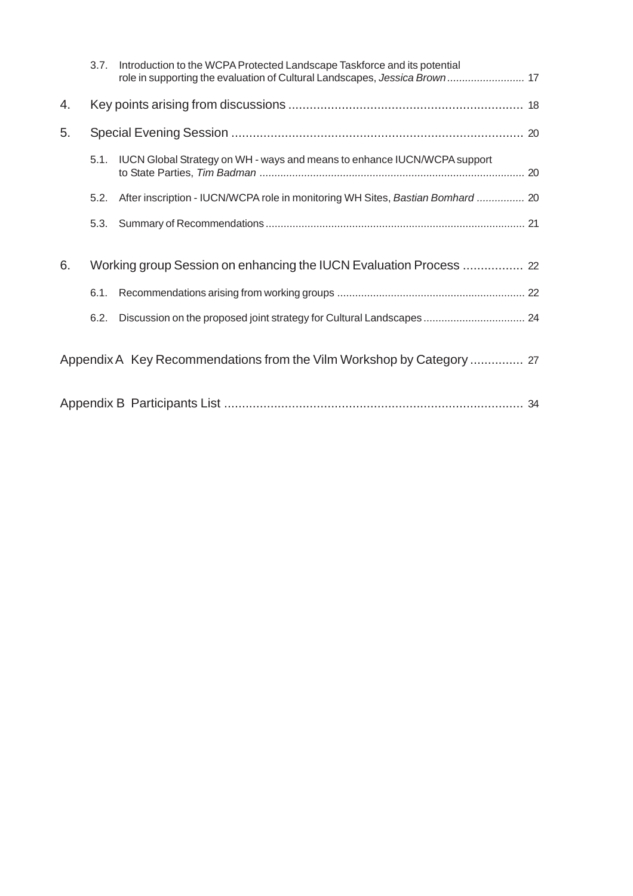3.7. Introduction to the WCPA Protected Landscape Taskforce and its potential role in supporting the evaluation of Cultural Landscapes, *Jessica Brown* .......................... 17

4. Key points arising from discussions .................................................................. 18

5. Special Evening Session .................................................................................. 20

5.1. IUCN Global Strategy on WH - ways and means to enhance IUCN/WCPA support to State Parties, *Tim Badman* ........................................................................................ 20

5.2. After inscription - IUCN/WCPA role in monitoring WH Sites, *Bastian Bomhard* ................ 20

5.3. Summary of Recommendations ...................................................................................... 21

6. Working group Session on enhancing the IUCN Evaluation Process ................. 22

6.1. Recommendations arising from working groups .............................................................. 22

6.2. Discussion on the proposed joint strategy for Cultural Landscapes .................................. 24

Appendix A Key Recommendations from the Vilm Workshop by Category ............... 27

Appendix B Participants List .................................................................................... 34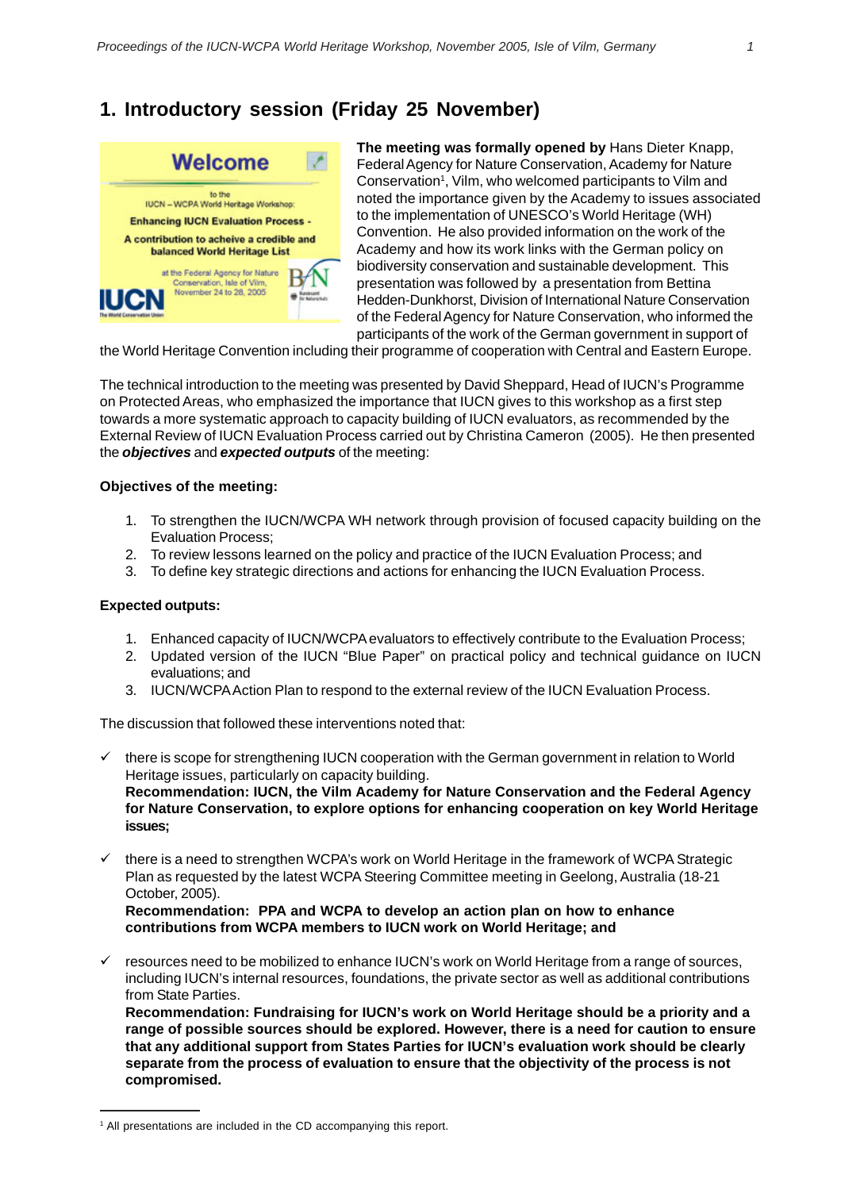# 1. Introductory session (Friday 25 November)

**The meeting was formally opened by** Hans Dieter Knapp, Federal Agency for Nature Conservation, Academy for Nature Conservation[1], Vilm, who welcomed participants to Vilm and noted the importance given by the Academy to issues associated to the implementation of UNESCO's World Heritage (WH) Convention. He also provided information on the work of the Academy and how its work links with the German policy on biodiversity conservation and sustainable development. This presentation was followed by a presentation from Bettina Hedden-Dunkhorst, Division of International Nature Conservation of the Federal Agency for Nature Conservation, who informed the participants of the work of the German government in support of the World Heritage Convention including their programme of cooperation with Central and Eastern Europe.

The technical introduction to the meeting was presented by David Sheppard, Head of IUCN's Programme on Protected Areas, who emphasized the importance that IUCN gives to this workshop as a first step towards a more systematic approach to capacity building of IUCN evaluators, as recommended by the External Review of IUCN Evaluation Process carried out by Christina Cameron (2005). He then presented the ***objectives*** and ***expected outputs*** of the meeting:

**Objectives of the meeting:**

1. To strengthen the IUCN/WCPA WH network through provision of focused capacity building on the Evaluation Process;
2. To review lessons learned on the policy and practice of the IUCN Evaluation Process; and
3. To define key strategic directions and actions for enhancing the IUCN Evaluation Process.

**Expected outputs:**

1. Enhanced capacity of IUCN/WCPA evaluators to effectively contribute to the Evaluation Process;
2. Updated version of the IUCN "Blue Paper" on practical policy and technical guidance on IUCN evaluations; and
3. IUCN/WCPA Action Plan to respond to the external review of the IUCN Evaluation Process.

The discussion that followed these interventions noted that:

- ✓ there is scope for strengthening IUCN cooperation with the German government in relation to World Heritage issues, particularly on capacity building.
  **Recommendation: IUCN, the Vilm Academy for Nature Conservation and the Federal Agency for Nature Conservation, to explore options for enhancing cooperation on key World Heritage issues;**

- ✓ there is a need to strengthen WCPA's work on World Heritage in the framework of WCPA Strategic Plan as requested by the latest WCPA Steering Committee meeting in Geelong, Australia (18-21 October, 2005).
  **Recommendation: PPA and WCPA to develop an action plan on how to enhance contributions from WCPA members to IUCN work on World Heritage; and**

- ✓ resources need to be mobilized to enhance IUCN's work on World Heritage from a range of sources, including IUCN's internal resources, foundations, the private sector as well as additional contributions from State Parties.
  **Recommendation: Fundraising for IUCN's work on World Heritage should be a priority and a range of possible sources should be explored. However, there is a need for caution to ensure that any additional support from States Parties for IUCN's evaluation work should be clearly separate from the process of evaluation to ensure that the objectivity of the process is not compromised.**

[1] All presentations are included in the CD accompanying this report.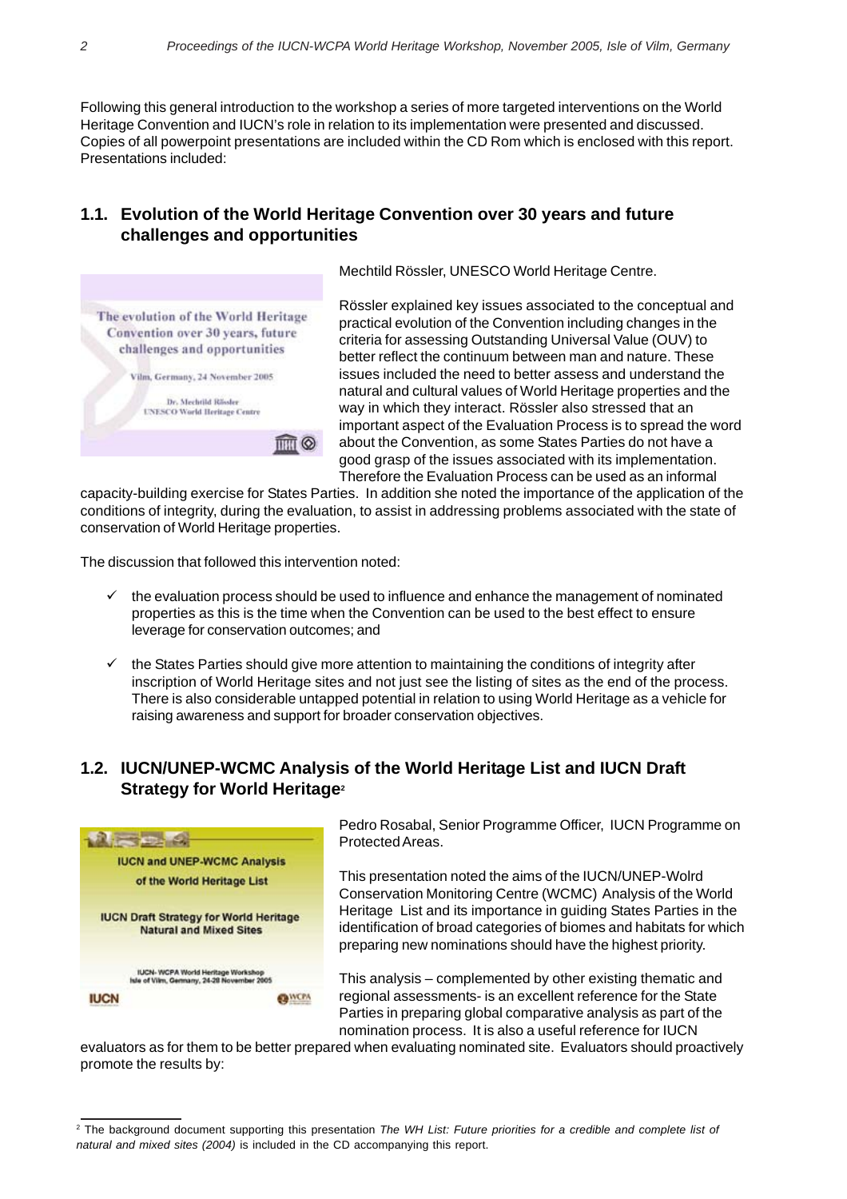Following this general introduction to the workshop a series of more targeted interventions on the World Heritage Convention and IUCN's role in relation to its implementation were presented and discussed. Copies of all powerpoint presentations are included within the CD Rom which is enclosed with this report. Presentations included:

## 1.1. Evolution of the World Heritage Convention over 30 years and future challenges and opportunities

Mechtild Rössler, UNESCO World Heritage Centre.

Rössler explained key issues associated to the conceptual and practical evolution of the Convention including changes in the criteria for assessing Outstanding Universal Value (OUV) to better reflect the continuum between man and nature. These issues included the need to better assess and understand the natural and cultural values of World Heritage properties and the way in which they interact. Rössler also stressed that an important aspect of the Evaluation Process is to spread the word about the Convention, as some States Parties do not have a good grasp of the issues associated with its implementation. Therefore the Evaluation Process can be used as an informal capacity-building exercise for States Parties. In addition she noted the importance of the application of the conditions of integrity, during the evaluation, to assist in addressing problems associated with the state of conservation of World Heritage properties.

The discussion that followed this intervention noted:

- ✓ the evaluation process should be used to influence and enhance the management of nominated properties as this is the time when the Convention can be used to the best effect to ensure leverage for conservation outcomes; and
- ✓ the States Parties should give more attention to maintaining the conditions of integrity after inscription of World Heritage sites and not just see the listing of sites as the end of the process. There is also considerable untapped potential in relation to using World Heritage as a vehicle for raising awareness and support for broader conservation objectives.

## 1.2. IUCN/UNEP-WCMC Analysis of the World Heritage List and IUCN Draft Strategy for World Heritage[2]

Pedro Rosabal, Senior Programme Officer, IUCN Programme on Protected Areas.

This presentation noted the aims of the IUCN/UNEP-Wolrd Conservation Monitoring Centre (WCMC) Analysis of the World Heritage List and its importance in guiding States Parties in the identification of broad categories of biomes and habitats for which preparing new nominations should have the highest priority.

This analysis – complemented by other existing thematic and regional assessments- is an excellent reference for the State Parties in preparing global comparative analysis as part of the nomination process. It is also a useful reference for IUCN evaluators as for them to be better prepared when evaluating nominated site. Evaluators should proactively promote the results by:

---

[2] The background document supporting this presentation *The WH List: Future priorities for a credible and complete list of natural and mixed sites (2004)* is included in the CD accompanying this report.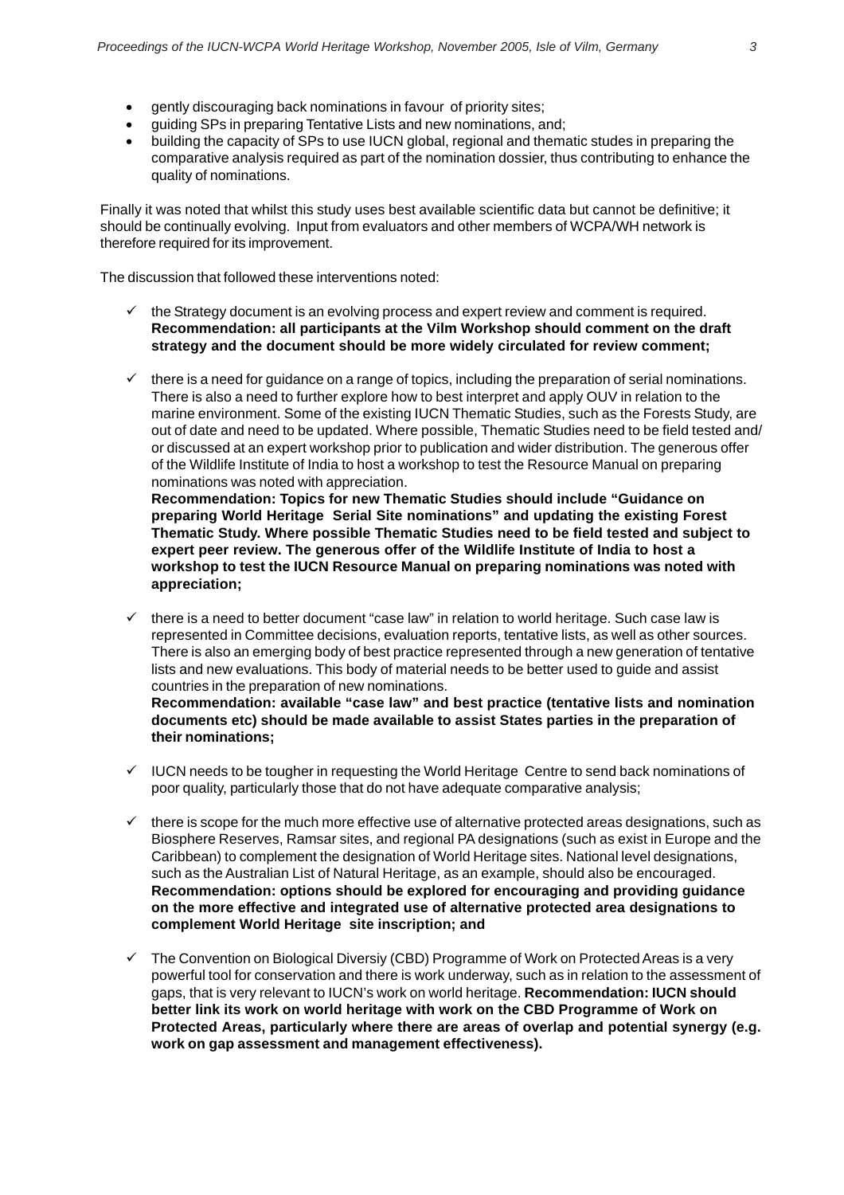- gently discouraging back nominations in favour of priority sites;
- guiding SPs in preparing Tentative Lists and new nominations, and;
- building the capacity of SPs to use IUCN global, regional and thematic studes in preparing the comparative analysis required as part of the nomination dossier, thus contributing to enhance the quality of nominations.

Finally it was noted that whilst this study uses best available scientific data but cannot be definitive; it should be continually evolving. Input from evaluators and other members of WCPA/WH network is therefore required for its improvement.

The discussion that followed these interventions noted:

- ✓ the Strategy document is an evolving process and expert review and comment is required. **Recommendation: all participants at the Vilm Workshop should comment on the draft strategy and the document should be more widely circulated for review comment;**

- ✓ there is a need for guidance on a range of topics, including the preparation of serial nominations. There is also a need to further explore how to best interpret and apply OUV in relation to the marine environment. Some of the existing IUCN Thematic Studies, such as the Forests Study, are out of date and need to be updated. Where possible, Thematic Studies need to be field tested and/ or discussed at an expert workshop prior to publication and wider distribution. The generous offer of the Wildlife Institute of India to host a workshop to test the Resource Manual on preparing nominations was noted with appreciation.
**Recommendation: Topics for new Thematic Studies should include "Guidance on preparing World Heritage Serial Site nominations" and updating the existing Forest Thematic Study. Where possible Thematic Studies need to be field tested and subject to expert peer review. The generous offer of the Wildlife Institute of India to host a workshop to test the IUCN Resource Manual on preparing nominations was noted with appreciation;**

- ✓ there is a need to better document "case law" in relation to world heritage. Such case law is represented in Committee decisions, evaluation reports, tentative lists, as well as other sources. There is also an emerging body of best practice represented through a new generation of tentative lists and new evaluations. This body of material needs to be better used to guide and assist countries in the preparation of new nominations.
**Recommendation: available "case law" and best practice (tentative lists and nomination documents etc) should be made available to assist States parties in the preparation of their nominations;**

- ✓ IUCN needs to be tougher in requesting the World Heritage Centre to send back nominations of poor quality, particularly those that do not have adequate comparative analysis;

- ✓ there is scope for the much more effective use of alternative protected areas designations, such as Biosphere Reserves, Ramsar sites, and regional PA designations (such as exist in Europe and the Caribbean) to complement the designation of World Heritage sites. National level designations, such as the Australian List of Natural Heritage, as an example, should also be encouraged. **Recommendation: options should be explored for encouraging and providing guidance on the more effective and integrated use of alternative protected area designations to complement World Heritage site inscription; and**

- ✓ The Convention on Biological Diversiy (CBD) Programme of Work on Protected Areas is a very powerful tool for conservation and there is work underway, such as in relation to the assessment of gaps, that is very relevant to IUCN's work on world heritage. **Recommendation: IUCN should better link its work on world heritage with work on the CBD Programme of Work on Protected Areas, particularly where there are areas of overlap and potential synergy (e.g. work on gap assessment and management effectiveness).**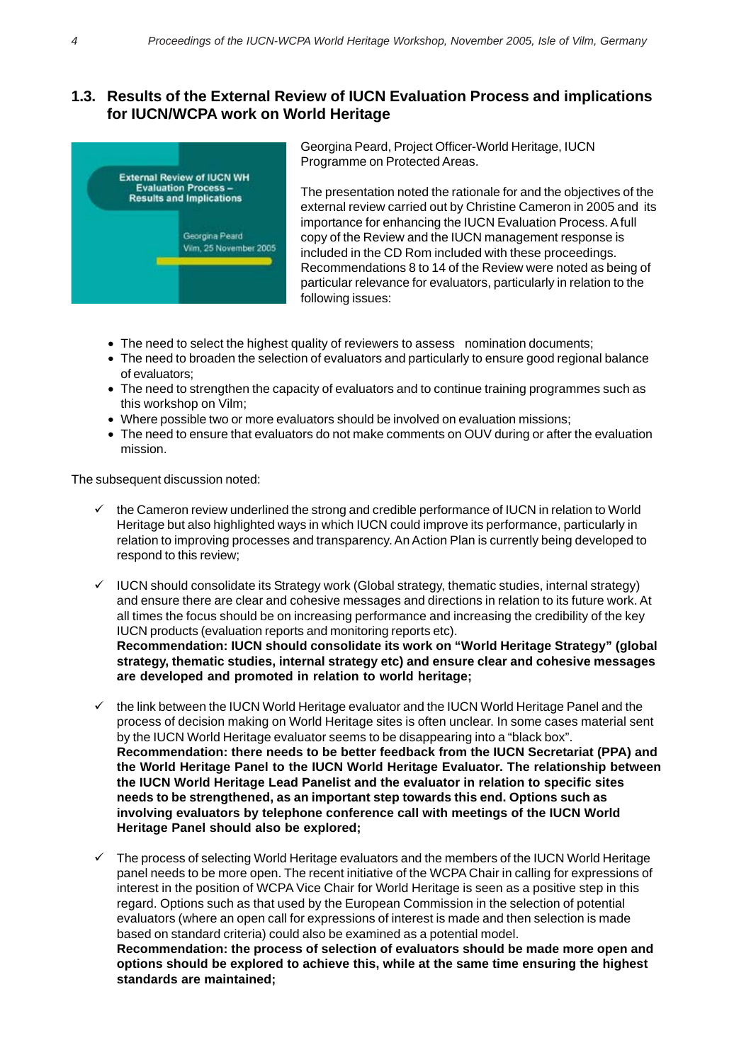## 1.3. Results of the External Review of IUCN Evaluation Process and implications for IUCN/WCPA work on World Heritage

Georgina Peard, Project Officer-World Heritage, IUCN Programme on Protected Areas.

The presentation noted the rationale for and the objectives of the external review carried out by Christine Cameron in 2005 and its importance for enhancing the IUCN Evaluation Process. A full copy of the Review and the IUCN management response is included in the CD Rom included with these proceedings. Recommendations 8 to 14 of the Review were noted as being of particular relevance for evaluators, particularly in relation to the following issues:

- The need to select the highest quality of reviewers to assess nomination documents;
- The need to broaden the selection of evaluators and particularly to ensure good regional balance of evaluators;
- The need to strengthen the capacity of evaluators and to continue training programmes such as this workshop on Vilm;
- Where possible two or more evaluators should be involved on evaluation missions;
- The need to ensure that evaluators do not make comments on OUV during or after the evaluation mission.

The subsequent discussion noted:

- ✓ the Cameron review underlined the strong and credible performance of IUCN in relation to World Heritage but also highlighted ways in which IUCN could improve its performance, particularly in relation to improving processes and transparency. An Action Plan is currently being developed to respond to this review;

- ✓ IUCN should consolidate its Strategy work (Global strategy, thematic studies, internal strategy) and ensure there are clear and cohesive messages and directions in relation to its future work. At all times the focus should be on increasing performance and increasing the credibility of the key IUCN products (evaluation reports and monitoring reports etc).
  **Recommendation: IUCN should consolidate its work on "World Heritage Strategy" (global strategy, thematic studies, internal strategy etc) and ensure clear and cohesive messages are developed and promoted in relation to world heritage;**

- ✓ the link between the IUCN World Heritage evaluator and the IUCN World Heritage Panel and the process of decision making on World Heritage sites is often unclear. In some cases material sent by the IUCN World Heritage evaluator seems to be disappearing into a "black box".
  **Recommendation: there needs to be better feedback from the IUCN Secretariat (PPA) and the World Heritage Panel to the IUCN World Heritage Evaluator. The relationship between the IUCN World Heritage Lead Panelist and the evaluator in relation to specific sites needs to be strengthened, as an important step towards this end. Options such as involving evaluators by telephone conference call with meetings of the IUCN World Heritage Panel should also be explored;**

- ✓ The process of selecting World Heritage evaluators and the members of the IUCN World Heritage panel needs to be more open. The recent initiative of the WCPA Chair in calling for expressions of interest in the position of WCPA Vice Chair for World Heritage is seen as a positive step in this regard. Options such as that used by the European Commission in the selection of potential evaluators (where an open call for expressions of interest is made and then selection is made based on standard criteria) could also be examined as a potential model.
  **Recommendation: the process of selection of evaluators should be made more open and options should be explored to achieve this, while at the same time ensuring the highest standards are maintained;**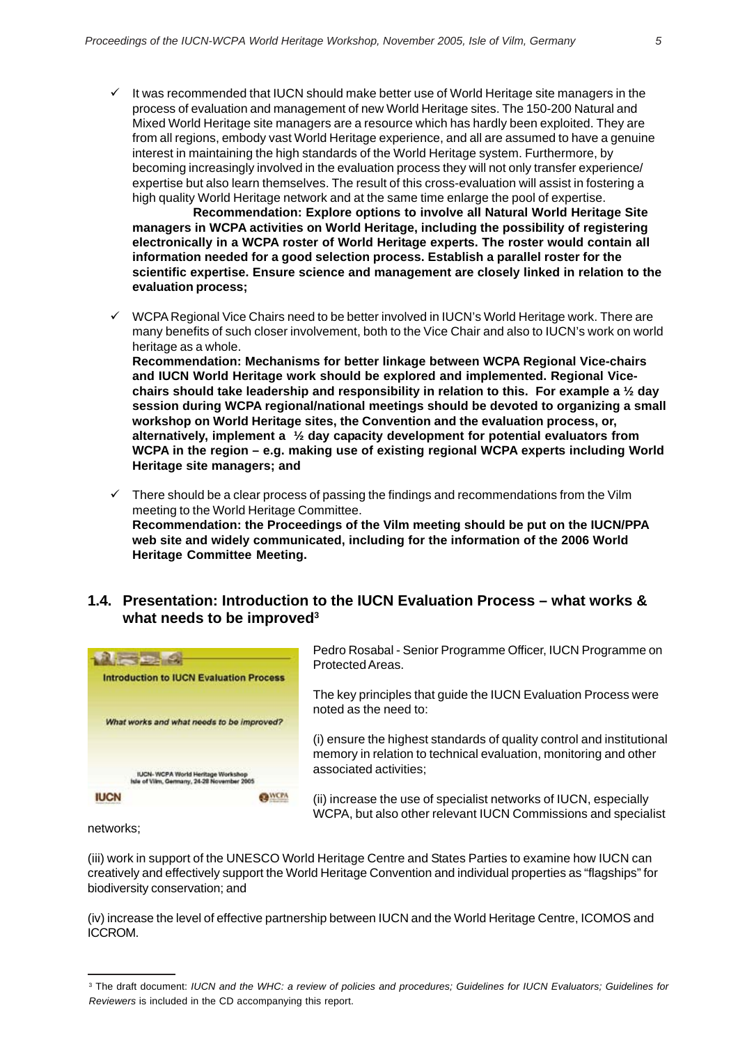- ✓ It was recommended that IUCN should make better use of World Heritage site managers in the process of evaluation and management of new World Heritage sites. The 150-200 Natural and Mixed World Heritage site managers are a resource which has hardly been exploited. They are from all regions, embody vast World Heritage experience, and all are assumed to have a genuine interest in maintaining the high standards of the World Heritage system. Furthermore, by becoming increasingly involved in the evaluation process they will not only transfer experience/ expertise but also learn themselves. The result of this cross-evaluation will assist in fostering a high quality World Heritage network and at the same time enlarge the pool of expertise.

  **Recommendation: Explore options to involve all Natural World Heritage Site managers in WCPA activities on World Heritage, including the possibility of registering electronically in a WCPA roster of World Heritage experts. The roster would contain all information needed for a good selection process. Establish a parallel roster for the scientific expertise. Ensure science and management are closely linked in relation to the evaluation process;**

- ✓ WCPA Regional Vice Chairs need to be better involved in IUCN's World Heritage work. There are many benefits of such closer involvement, both to the Vice Chair and also to IUCN's work on world heritage as a whole.

  **Recommendation: Mechanisms for better linkage between WCPA Regional Vice-chairs and IUCN World Heritage work should be explored and implemented. Regional Vice-chairs should take leadership and responsibility in relation to this. For example a ½ day session during WCPA regional/national meetings should be devoted to organizing a small workshop on World Heritage sites, the Convention and the evaluation process, or, alternatively, implement a ½ day capacity development for potential evaluators from WCPA in the region – e.g. making use of existing regional WCPA experts including World Heritage site managers; and**

- ✓ There should be a clear process of passing the findings and recommendations from the Vilm meeting to the World Heritage Committee.

  **Recommendation: the Proceedings of the Vilm meeting should be put on the IUCN/PPA web site and widely communicated, including for the information of the 2006 World Heritage Committee Meeting.**

## 1.4. Presentation: Introduction to the IUCN Evaluation Process – what works & what needs to be improved[3]

Introduction to IUCN Evaluation Process

*What works and what needs to be improved?*

IUCN- WCPA World Heritage Workshop
Isle of Vilm, Germany, 24-28 November 2005

IUCN WCPA

Pedro Rosabal - Senior Programme Officer, IUCN Programme on Protected Areas.

The key principles that guide the IUCN Evaluation Process were noted as the need to:

(i) ensure the highest standards of quality control and institutional memory in relation to technical evaluation, monitoring and other associated activities;

(ii) increase the use of specialist networks of IUCN, especially WCPA, but also other relevant IUCN Commissions and specialist networks;

(iii) work in support of the UNESCO World Heritage Centre and States Parties to examine how IUCN can creatively and effectively support the World Heritage Convention and individual properties as "flagships" for biodiversity conservation; and

(iv) increase the level of effective partnership between IUCN and the World Heritage Centre, ICOMOS and ICCROM.

---

[3] The draft document: *IUCN and the WHC: a review of policies and procedures; Guidelines for IUCN Evaluators; Guidelines for Reviewers* is included in the CD accompanying this report.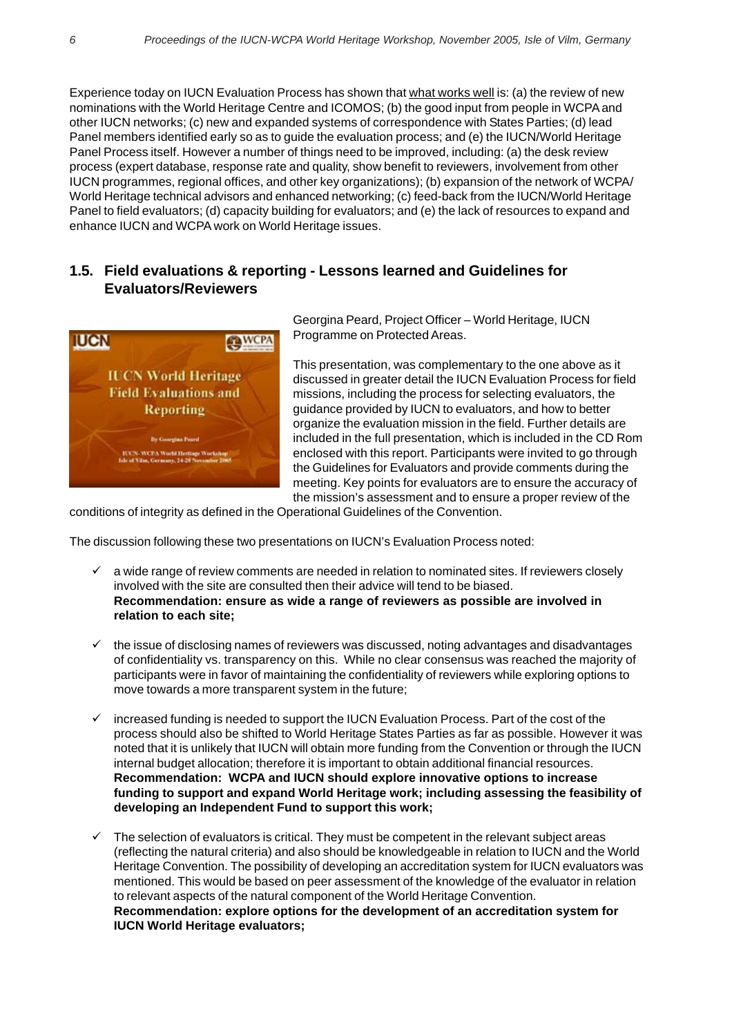Experience today on IUCN Evaluation Process has shown that what works well is: (a) the review of new nominations with the World Heritage Centre and ICOMOS; (b) the good input from people in WCPA and other IUCN networks; (c) new and expanded systems of correspondence with States Parties; (d) lead Panel members identified early so as to guide the evaluation process; and (e) the IUCN/World Heritage Panel Process itself. However a number of things need to be improved, including: (a) the desk review process (expert database, response rate and quality, show benefit to reviewers, involvement from other IUCN programmes, regional offices, and other key organizations); (b) expansion of the network of WCPA/ World Heritage technical advisors and enhanced networking; (c) feed-back from the IUCN/World Heritage Panel to field evaluators; (d) capacity building for evaluators; and (e) the lack of resources to expand and enhance IUCN and WCPA work on World Heritage issues.

## 1.5. Field evaluations & reporting - Lessons learned and Guidelines for Evaluators/Reviewers

Georgina Peard, Project Officer – World Heritage, IUCN Programme on Protected Areas.

This presentation, was complementary to the one above as it discussed in greater detail the IUCN Evaluation Process for field missions, including the process for selecting evaluators, the guidance provided by IUCN to evaluators, and how to better organize the evaluation mission in the field. Further details are included in the full presentation, which is included in the CD Rom enclosed with this report. Participants were invited to go through the Guidelines for Evaluators and provide comments during the meeting. Key points for evaluators are to ensure the accuracy of the mission's assessment and to ensure a proper review of the conditions of integrity as defined in the Operational Guidelines of the Convention.

The discussion following these two presentations on IUCN's Evaluation Process noted:

- ✓ a wide range of review comments are needed in relation to nominated sites. If reviewers closely involved with the site are consulted then their advice will tend to be biased. **Recommendation: ensure as wide a range of reviewers as possible are involved in relation to each site;**

- ✓ the issue of disclosing names of reviewers was discussed, noting advantages and disadvantages of confidentiality vs. transparency on this. While no clear consensus was reached the majority of participants were in favor of maintaining the confidentiality of reviewers while exploring options to move towards a more transparent system in the future;

- ✓ increased funding is needed to support the IUCN Evaluation Process. Part of the cost of the process should also be shifted to World Heritage States Parties as far as possible. However it was noted that it is unlikely that IUCN will obtain more funding from the Convention or through the IUCN internal budget allocation; therefore it is important to obtain additional financial resources. **Recommendation: WCPA and IUCN should explore innovative options to increase funding to support and expand World Heritage work; including assessing the feasibility of developing an Independent Fund to support this work;**

- ✓ The selection of evaluators is critical. They must be competent in the relevant subject areas (reflecting the natural criteria) and also should be knowledgeable in relation to IUCN and the World Heritage Convention. The possibility of developing an accreditation system for IUCN evaluators was mentioned. This would be based on peer assessment of the knowledge of the evaluator in relation to relevant aspects of the natural component of the World Heritage Convention. **Recommendation: explore options for the development of an accreditation system for IUCN World Heritage evaluators;**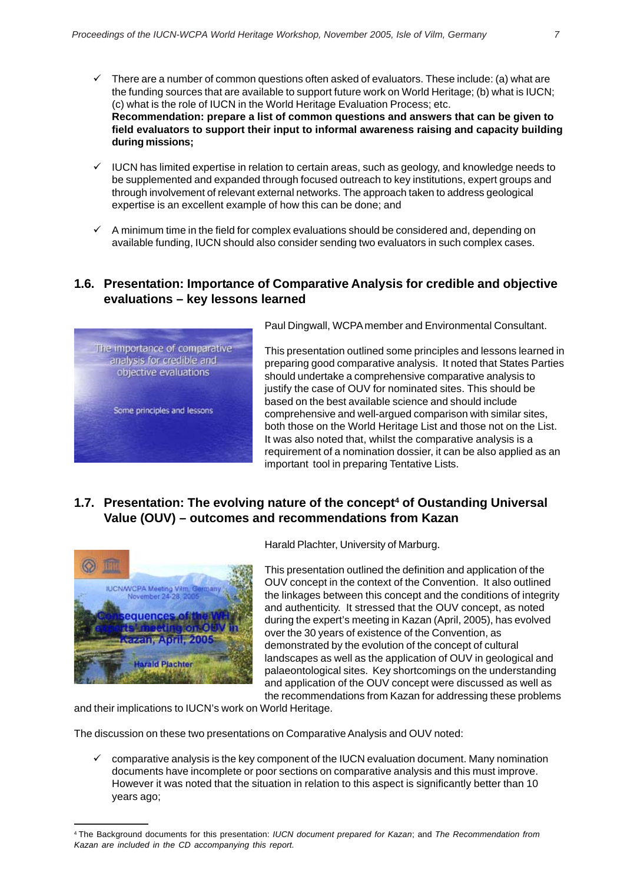- ✓ There are a number of common questions often asked of evaluators. These include: (a) what are the funding sources that are available to support future work on World Heritage; (b) what is IUCN; (c) what is the role of IUCN in the World Heritage Evaluation Process; etc. **Recommendation: prepare a list of common questions and answers that can be given to field evaluators to support their input to informal awareness raising and capacity building during missions;**

- ✓ IUCN has limited expertise in relation to certain areas, such as geology, and knowledge needs to be supplemented and expanded through focused outreach to key institutions, expert groups and through involvement of relevant external networks. The approach taken to address geological expertise is an excellent example of how this can be done; and

- ✓ A minimum time in the field for complex evaluations should be considered and, depending on available funding, IUCN should also consider sending two evaluators in such complex cases.

## 1.6. Presentation: Importance of Comparative Analysis for credible and objective evaluations – key lessons learned

Paul Dingwall, WCPA member and Environmental Consultant.

This presentation outlined some principles and lessons learned in preparing good comparative analysis. It noted that States Parties should undertake a comprehensive comparative analysis to justify the case of OUV for nominated sites. This should be based on the best available science and should include comprehensive and well-argued comparison with similar sites, both those on the World Heritage List and those not on the List. It was also noted that, whilst the comparative analysis is a requirement of a nomination dossier, it can be also applied as an important tool in preparing Tentative Lists.

## 1.7. Presentation: The evolving nature of the concept[4] of Oustanding Universal Value (OUV) – outcomes and recommendations from Kazan

Harald Plachter, University of Marburg.

This presentation outlined the definition and application of the OUV concept in the context of the Convention. It also outlined the linkages between this concept and the conditions of integrity and authenticity. It stressed that the OUV concept, as noted during the expert's meeting in Kazan (April, 2005), has evolved over the 30 years of existence of the Convention, as demonstrated by the evolution of the concept of cultural landscapes as well as the application of OUV in geological and palaeontological sites. Key shortcomings on the understanding and application of the OUV concept were discussed as well as the recommendations from Kazan for addressing these problems and their implications to IUCN's work on World Heritage.

The discussion on these two presentations on Comparative Analysis and OUV noted:

- ✓ comparative analysis is the key component of the IUCN evaluation document. Many nomination documents have incomplete or poor sections on comparative analysis and this must improve. However it was noted that the situation in relation to this aspect is significantly better than 10 years ago;

---

[4] The Background documents for this presentation: *IUCN document prepared for Kazan*; and *The Recommendation from Kazan are included in the CD accompanying this report.*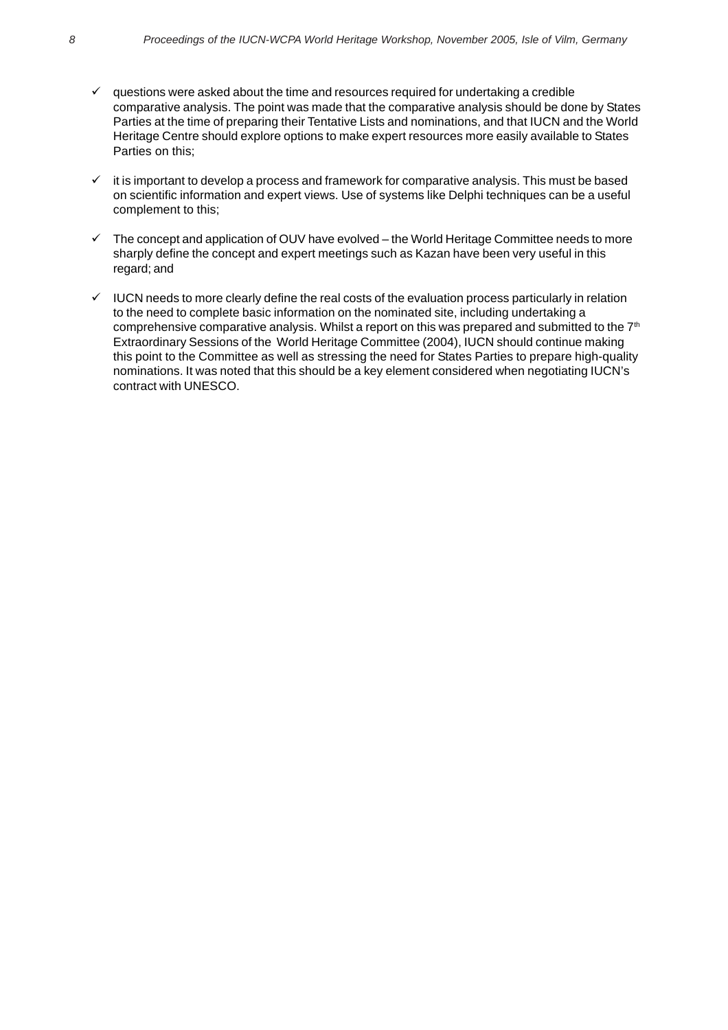- questions were asked about the time and resources required for undertaking a credible comparative analysis. The point was made that the comparative analysis should be done by States Parties at the time of preparing their Tentative Lists and nominations, and that IUCN and the World Heritage Centre should explore options to make expert resources more easily available to States Parties on this;

- it is important to develop a process and framework for comparative analysis. This must be based on scientific information and expert views. Use of systems like Delphi techniques can be a useful complement to this;

- The concept and application of OUV have evolved – the World Heritage Committee needs to more sharply define the concept and expert meetings such as Kazan have been very useful in this regard; and

- IUCN needs to more clearly define the real costs of the evaluation process particularly in relation to the need to complete basic information on the nominated site, including undertaking a comprehensive comparative analysis. Whilst a report on this was prepared and submitted to the 7th Extraordinary Sessions of the World Heritage Committee (2004), IUCN should continue making this point to the Committee as well as stressing the need for States Parties to prepare high-quality nominations. It was noted that this should be a key element considered when negotiating IUCN's contract with UNESCO.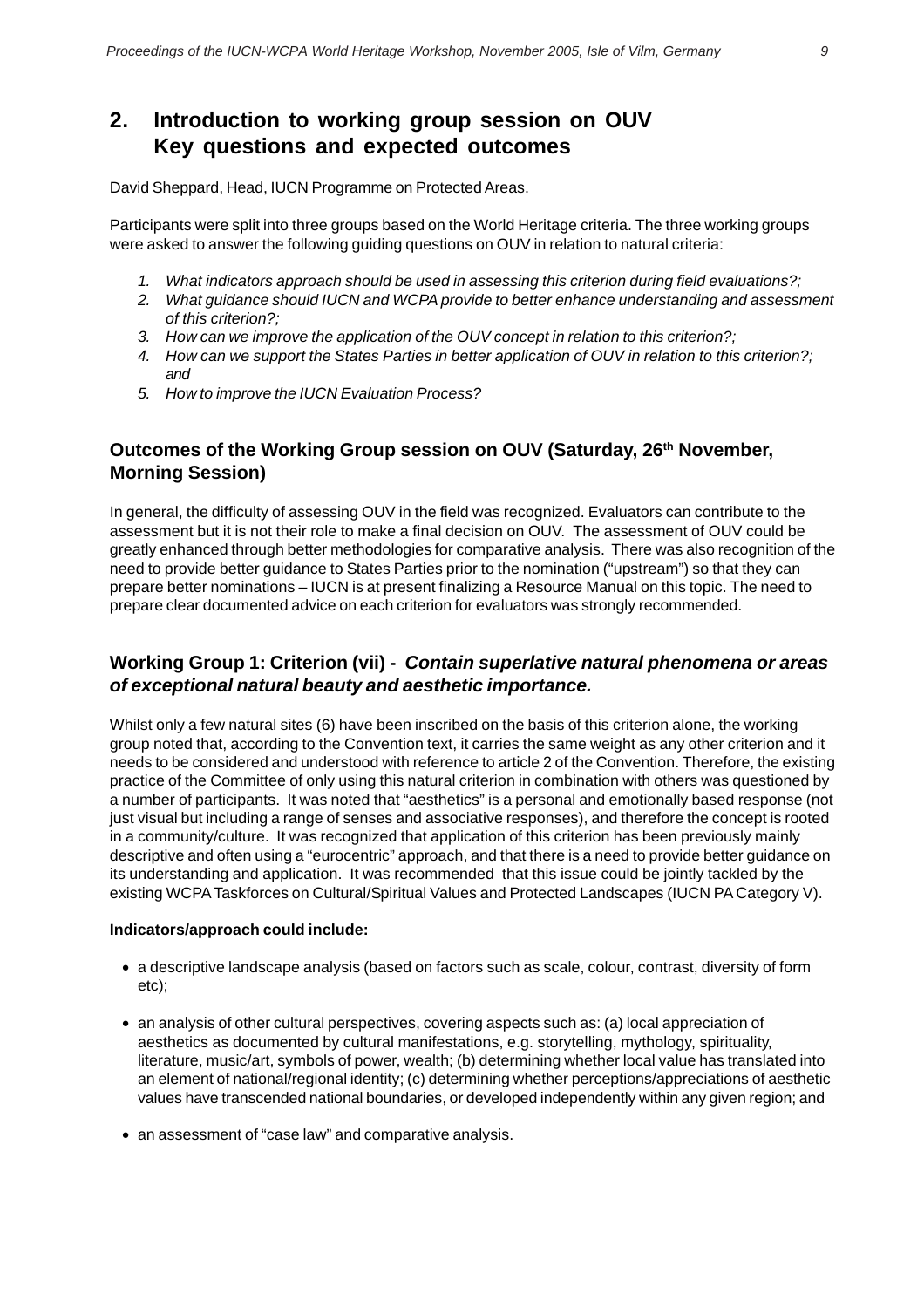## 2. Introduction to working group session on OUV Key questions and expected outcomes

David Sheppard, Head, IUCN Programme on Protected Areas.

Participants were split into three groups based on the World Heritage criteria. The three working groups were asked to answer the following guiding questions on OUV in relation to natural criteria:

1. *What indicators approach should be used in assessing this criterion during field evaluations?;*
2. *What guidance should IUCN and WCPA provide to better enhance understanding and assessment of this criterion?;*
3. *How can we improve the application of the OUV concept in relation to this criterion?;*
4. *How can we support the States Parties in better application of OUV in relation to this criterion?; and*
5. *How to improve the IUCN Evaluation Process?*

### Outcomes of the Working Group session on OUV (Saturday, 26th November, Morning Session)

In general, the difficulty of assessing OUV in the field was recognized. Evaluators can contribute to the assessment but it is not their role to make a final decision on OUV. The assessment of OUV could be greatly enhanced through better methodologies for comparative analysis. There was also recognition of the need to provide better guidance to States Parties prior to the nomination ("upstream") so that they can prepare better nominations – IUCN is at present finalizing a Resource Manual on this topic. The need to prepare clear documented advice on each criterion for evaluators was strongly recommended.

### Working Group 1: Criterion (vii) - *Contain superlative natural phenomena or areas of exceptional natural beauty and aesthetic importance.*

Whilst only a few natural sites (6) have been inscribed on the basis of this criterion alone, the working group noted that, according to the Convention text, it carries the same weight as any other criterion and it needs to be considered and understood with reference to article 2 of the Convention. Therefore, the existing practice of the Committee of only using this natural criterion in combination with others was questioned by a number of participants. It was noted that "aesthetics" is a personal and emotionally based response (not just visual but including a range of senses and associative responses), and therefore the concept is rooted in a community/culture. It was recognized that application of this criterion has been previously mainly descriptive and often using a "eurocentric" approach, and that there is a need to provide better guidance on its understanding and application. It was recommended that this issue could be jointly tackled by the existing WCPA Taskforces on Cultural/Spiritual Values and Protected Landscapes (IUCN PA Category V).

**Indicators/approach could include:**

- a descriptive landscape analysis (based on factors such as scale, colour, contrast, diversity of form etc);
- an analysis of other cultural perspectives, covering aspects such as: (a) local appreciation of aesthetics as documented by cultural manifestations, e.g. storytelling, mythology, spirituality, literature, music/art, symbols of power, wealth; (b) determining whether local value has translated into an element of national/regional identity; (c) determining whether perceptions/appreciations of aesthetic values have transcended national boundaries, or developed independently within any given region; and
- an assessment of "case law" and comparative analysis.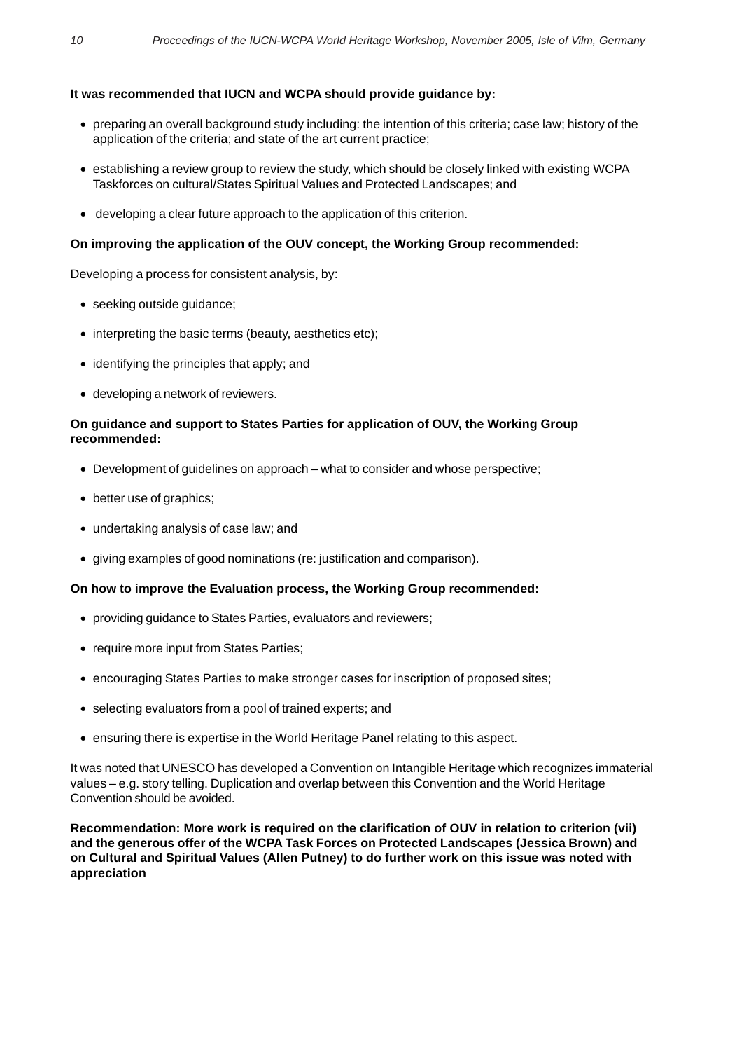**It was recommended that IUCN and WCPA should provide guidance by:**

- preparing an overall background study including: the intention of this criteria; case law; history of the application of the criteria; and state of the art current practice;
- establishing a review group to review the study, which should be closely linked with existing WCPA Taskforces on cultural/States Spiritual Values and Protected Landscapes; and
- developing a clear future approach to the application of this criterion.

**On improving the application of the OUV concept, the Working Group recommended:**

Developing a process for consistent analysis, by:

- seeking outside guidance;
- interpreting the basic terms (beauty, aesthetics etc);
- identifying the principles that apply; and
- developing a network of reviewers.

**On guidance and support to States Parties for application of OUV, the Working Group recommended:**

- Development of guidelines on approach – what to consider and whose perspective;
- better use of graphics;
- undertaking analysis of case law; and
- giving examples of good nominations (re: justification and comparison).

**On how to improve the Evaluation process, the Working Group recommended:**

- providing guidance to States Parties, evaluators and reviewers;
- require more input from States Parties;
- encouraging States Parties to make stronger cases for inscription of proposed sites;
- selecting evaluators from a pool of trained experts; and
- ensuring there is expertise in the World Heritage Panel relating to this aspect.

It was noted that UNESCO has developed a Convention on Intangible Heritage which recognizes immaterial values – e.g. story telling. Duplication and overlap between this Convention and the World Heritage Convention should be avoided.

**Recommendation: More work is required on the clarification of OUV in relation to criterion (vii) and the generous offer of the WCPA Task Forces on Protected Landscapes (Jessica Brown) and on Cultural and Spiritual Values (Allen Putney) to do further work on this issue was noted with appreciation**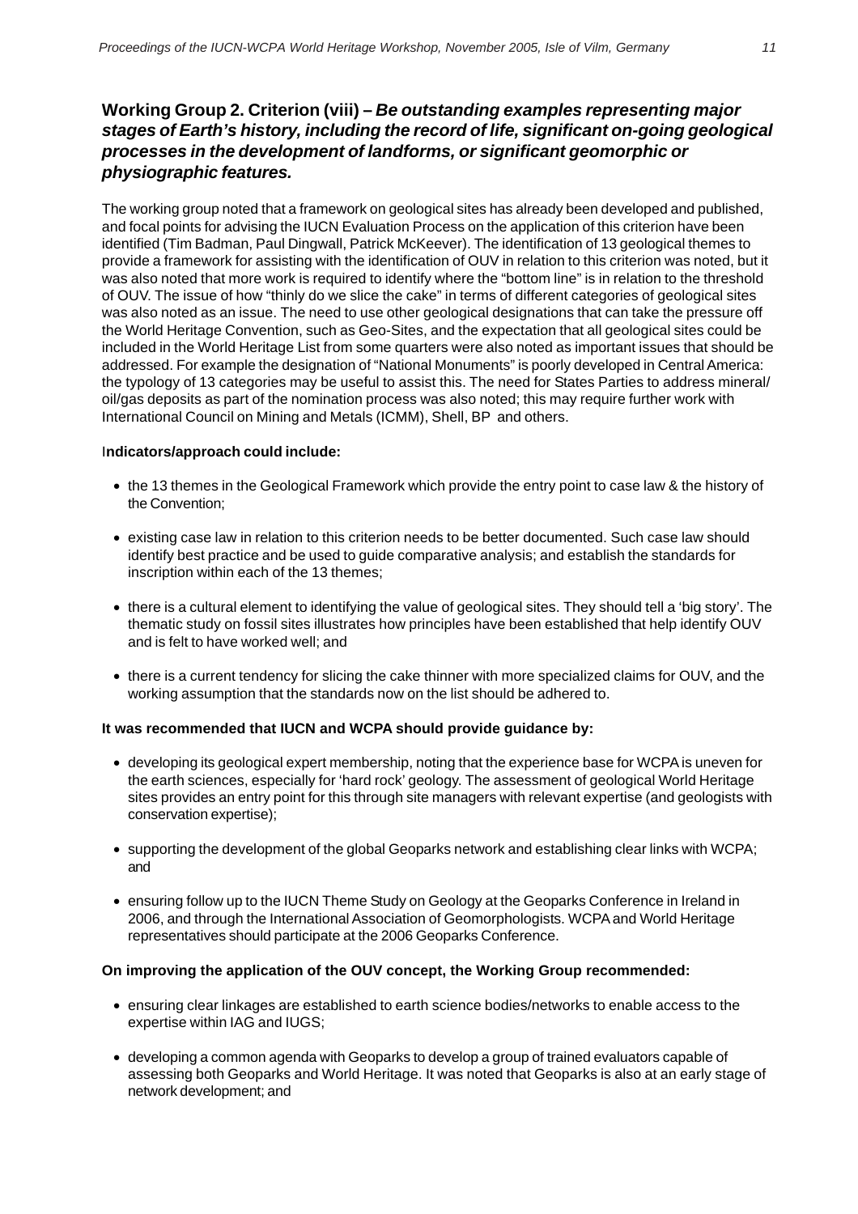## Working Group 2. Criterion (viii) – *Be outstanding examples representing major stages of Earth's history, including the record of life, significant on-going geological processes in the development of landforms, or significant geomorphic or physiographic features.*

The working group noted that a framework on geological sites has already been developed and published, and focal points for advising the IUCN Evaluation Process on the application of this criterion have been identified (Tim Badman, Paul Dingwall, Patrick McKeever). The identification of 13 geological themes to provide a framework for assisting with the identification of OUV in relation to this criterion was noted, but it was also noted that more work is required to identify where the "bottom line" is in relation to the threshold of OUV. The issue of how "thinly do we slice the cake" in terms of different categories of geological sites was also noted as an issue. The need to use other geological designations that can take the pressure off the World Heritage Convention, such as Geo-Sites, and the expectation that all geological sites could be included in the World Heritage List from some quarters were also noted as important issues that should be addressed. For example the designation of "National Monuments" is poorly developed in Central America: the typology of 13 categories may be useful to assist this. The need for States Parties to address mineral/oil/gas deposits as part of the nomination process was also noted; this may require further work with International Council on Mining and Metals (ICMM), Shell, BP and others.

**Indicators/approach could include:**

- the 13 themes in the Geological Framework which provide the entry point to case law & the history of the Convention;
- existing case law in relation to this criterion needs to be better documented. Such case law should identify best practice and be used to guide comparative analysis; and establish the standards for inscription within each of the 13 themes;
- there is a cultural element to identifying the value of geological sites. They should tell a 'big story'. The thematic study on fossil sites illustrates how principles have been established that help identify OUV and is felt to have worked well; and
- there is a current tendency for slicing the cake thinner with more specialized claims for OUV, and the working assumption that the standards now on the list should be adhered to.

**It was recommended that IUCN and WCPA should provide guidance by:**

- developing its geological expert membership, noting that the experience base for WCPA is uneven for the earth sciences, especially for 'hard rock' geology. The assessment of geological World Heritage sites provides an entry point for this through site managers with relevant expertise (and geologists with conservation expertise);
- supporting the development of the global Geoparks network and establishing clear links with WCPA; and
- ensuring follow up to the IUCN Theme Study on Geology at the Geoparks Conference in Ireland in 2006, and through the International Association of Geomorphologists. WCPA and World Heritage representatives should participate at the 2006 Geoparks Conference.

**On improving the application of the OUV concept, the Working Group recommended:**

- ensuring clear linkages are established to earth science bodies/networks to enable access to the expertise within IAG and IUGS;
- developing a common agenda with Geoparks to develop a group of trained evaluators capable of assessing both Geoparks and World Heritage. It was noted that Geoparks is also at an early stage of network development; and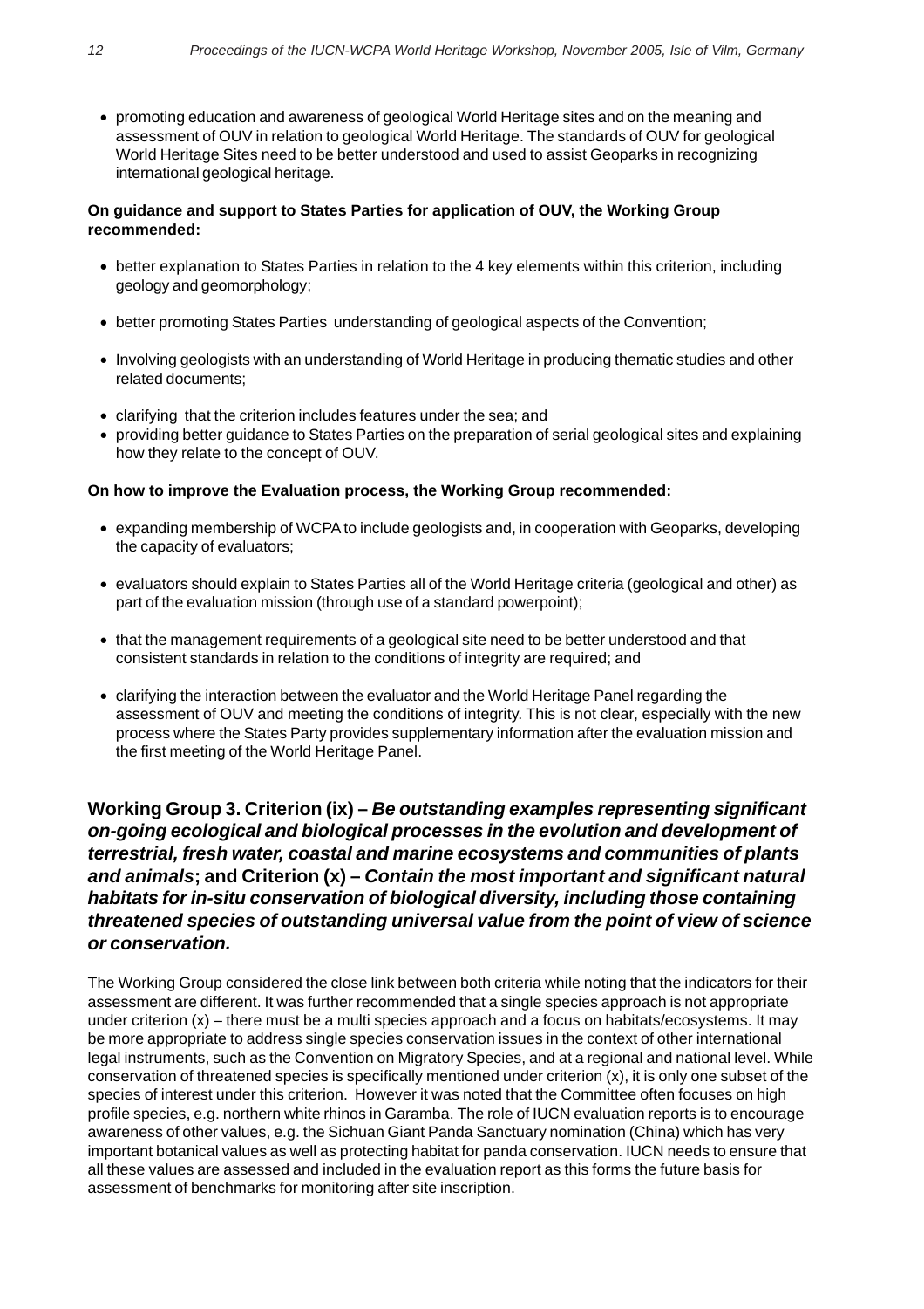- promoting education and awareness of geological World Heritage sites and on the meaning and assessment of OUV in relation to geological World Heritage. The standards of OUV for geological World Heritage Sites need to be better understood and used to assist Geoparks in recognizing international geological heritage.

**On guidance and support to States Parties for application of OUV, the Working Group recommended:**

- better explanation to States Parties in relation to the 4 key elements within this criterion, including geology and geomorphology;
- better promoting States Parties understanding of geological aspects of the Convention;
- Involving geologists with an understanding of World Heritage in producing thematic studies and other related documents;
- clarifying that the criterion includes features under the sea; and
- providing better guidance to States Parties on the preparation of serial geological sites and explaining how they relate to the concept of OUV.

**On how to improve the Evaluation process, the Working Group recommended:**

- expanding membership of WCPA to include geologists and, in cooperation with Geoparks, developing the capacity of evaluators;
- evaluators should explain to States Parties all of the World Heritage criteria (geological and other) as part of the evaluation mission (through use of a standard powerpoint);
- that the management requirements of a geological site need to be better understood and that consistent standards in relation to the conditions of integrity are required; and
- clarifying the interaction between the evaluator and the World Heritage Panel regarding the assessment of OUV and meeting the conditions of integrity. This is not clear, especially with the new process where the States Party provides supplementary information after the evaluation mission and the first meeting of the World Heritage Panel.

## Working Group 3. Criterion (ix) – *Be outstanding examples representing significant on-going ecological and biological processes in the evolution and development of terrestrial, fresh water, coastal and marine ecosystems and communities of plants and animals*; and Criterion (x) – *Contain the most important and significant natural habitats for in-situ conservation of biological diversity, including those containing threatened species of outstanding universal value from the point of view of science or conservation.*

The Working Group considered the close link between both criteria while noting that the indicators for their assessment are different. It was further recommended that a single species approach is not appropriate under criterion (x) – there must be a multi species approach and a focus on habitats/ecosystems. It may be more appropriate to address single species conservation issues in the context of other international legal instruments, such as the Convention on Migratory Species, and at a regional and national level. While conservation of threatened species is specifically mentioned under criterion (x), it is only one subset of the species of interest under this criterion. However it was noted that the Committee often focuses on high profile species, e.g. northern white rhinos in Garamba. The role of IUCN evaluation reports is to encourage awareness of other values, e.g. the Sichuan Giant Panda Sanctuary nomination (China) which has very important botanical values as well as protecting habitat for panda conservation. IUCN needs to ensure that all these values are assessed and included in the evaluation report as this forms the future basis for assessment of benchmarks for monitoring after site inscription.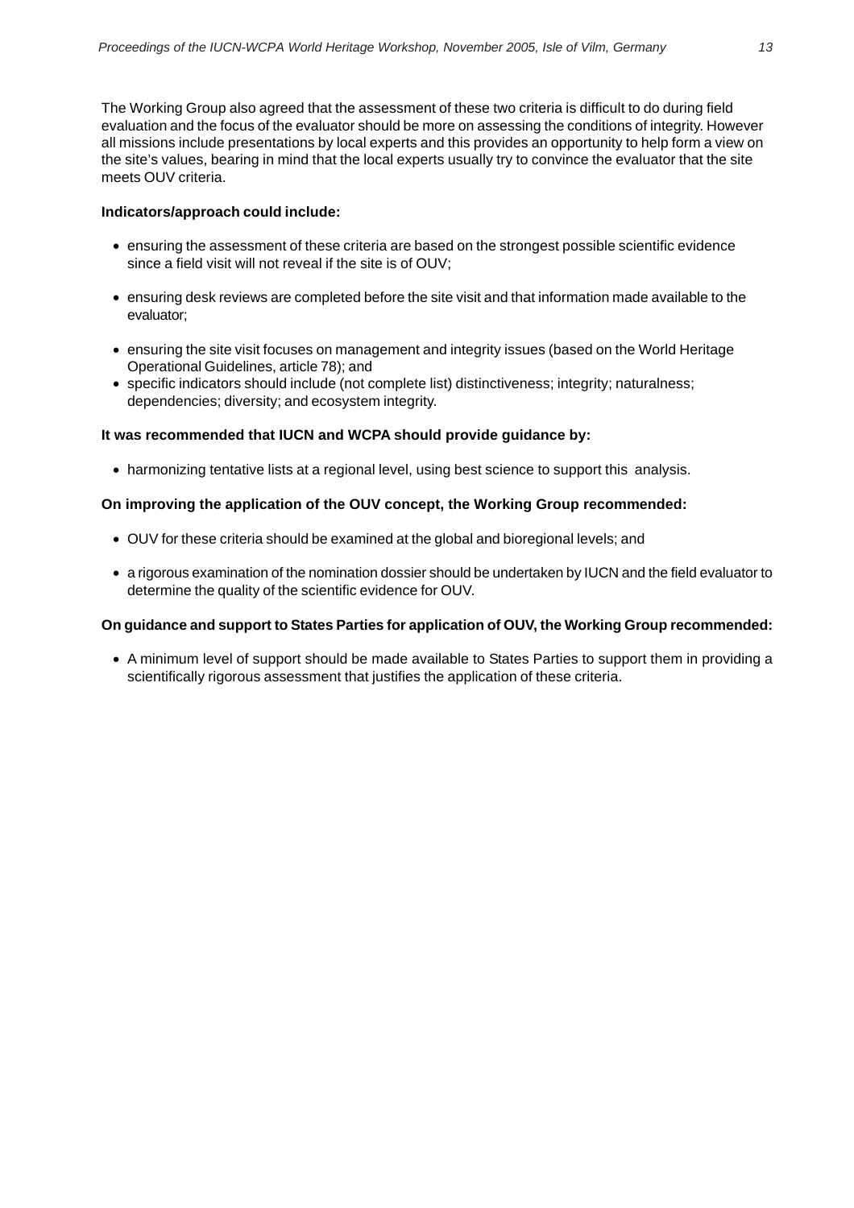The Working Group also agreed that the assessment of these two criteria is difficult to do during field evaluation and the focus of the evaluator should be more on assessing the conditions of integrity. However all missions include presentations by local experts and this provides an opportunity to help form a view on the site's values, bearing in mind that the local experts usually try to convince the evaluator that the site meets OUV criteria.

**Indicators/approach could include:**

- ensuring the assessment of these criteria are based on the strongest possible scientific evidence since a field visit will not reveal if the site is of OUV;
- ensuring desk reviews are completed before the site visit and that information made available to the evaluator;
- ensuring the site visit focuses on management and integrity issues (based on the World Heritage Operational Guidelines, article 78); and
- specific indicators should include (not complete list) distinctiveness; integrity; naturalness; dependencies; diversity; and ecosystem integrity.

**It was recommended that IUCN and WCPA should provide guidance by:**

- harmonizing tentative lists at a regional level, using best science to support this analysis.

**On improving the application of the OUV concept, the Working Group recommended:**

- OUV for these criteria should be examined at the global and bioregional levels; and
- a rigorous examination of the nomination dossier should be undertaken by IUCN and the field evaluator to determine the quality of the scientific evidence for OUV.

**On guidance and support to States Parties for application of OUV, the Working Group recommended:**

- A minimum level of support should be made available to States Parties to support them in providing a scientifically rigorous assessment that justifies the application of these criteria.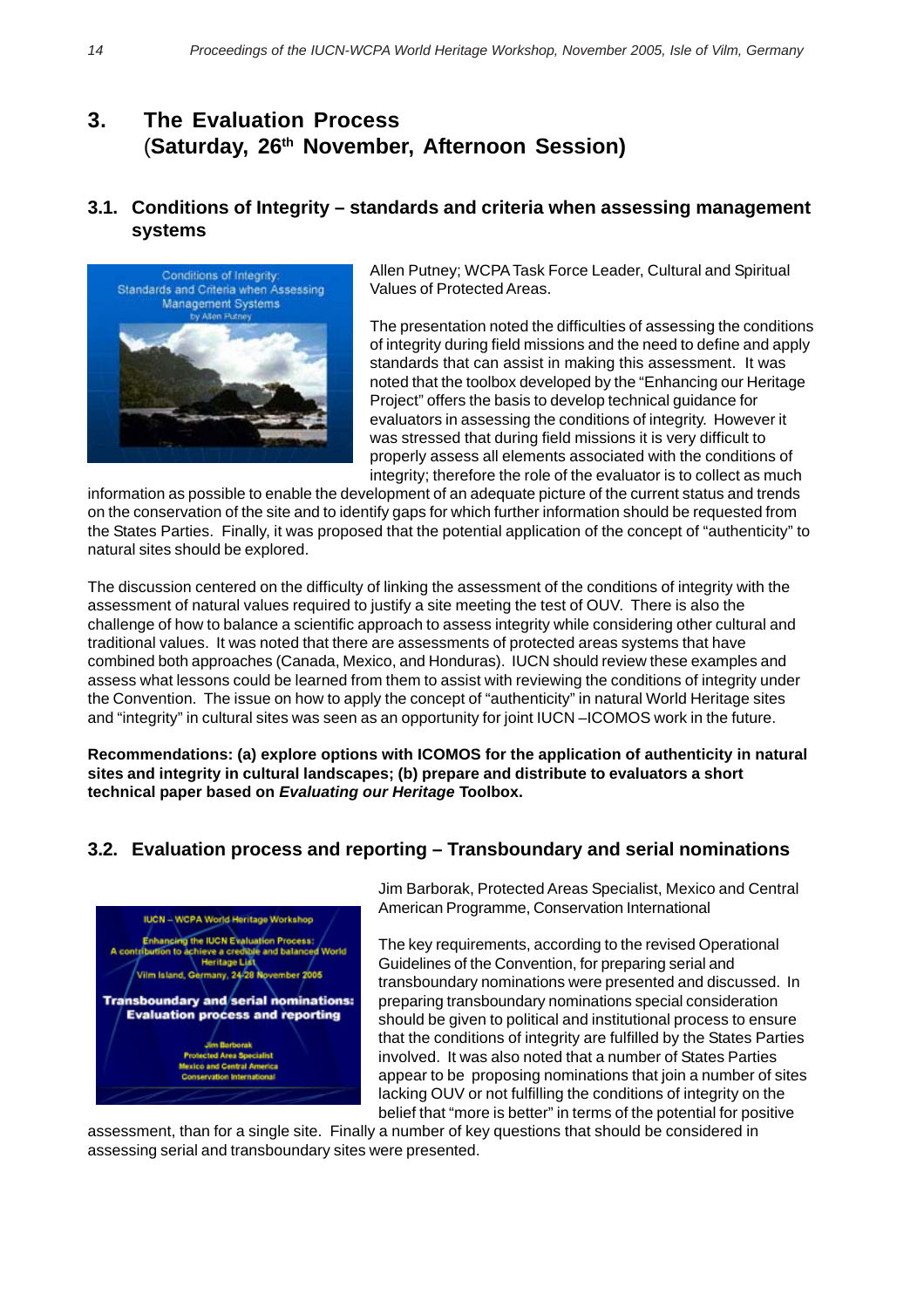# 3. The Evaluation Process (Saturday, 26th November, Afternoon Session)

## 3.1. Conditions of Integrity – standards and criteria when assessing management systems

Allen Putney; WCPA Task Force Leader, Cultural and Spiritual Values of Protected Areas.

The presentation noted the difficulties of assessing the conditions of integrity during field missions and the need to define and apply standards that can assist in making this assessment. It was noted that the toolbox developed by the "Enhancing our Heritage Project" offers the basis to develop technical guidance for evaluators in assessing the conditions of integrity. However it was stressed that during field missions it is very difficult to properly assess all elements associated with the conditions of integrity; therefore the role of the evaluator is to collect as much information as possible to enable the development of an adequate picture of the current status and trends on the conservation of the site and to identify gaps for which further information should be requested from the States Parties. Finally, it was proposed that the potential application of the concept of "authenticity" to natural sites should be explored.

The discussion centered on the difficulty of linking the assessment of the conditions of integrity with the assessment of natural values required to justify a site meeting the test of OUV. There is also the challenge of how to balance a scientific approach to assess integrity while considering other cultural and traditional values. It was noted that there are assessments of protected areas systems that have combined both approaches (Canada, Mexico, and Honduras). IUCN should review these examples and assess what lessons could be learned from them to assist with reviewing the conditions of integrity under the Convention. The issue on how to apply the concept of "authenticity" in natural World Heritage sites and "integrity" in cultural sites was seen as an opportunity for joint IUCN –ICOMOS work in the future.

**Recommendations: (a) explore options with ICOMOS for the application of authenticity in natural sites and integrity in cultural landscapes; (b) prepare and distribute to evaluators a short technical paper based on *Evaluating our Heritage* Toolbox.**

## 3.2. Evaluation process and reporting – Transboundary and serial nominations

Jim Barborak, Protected Areas Specialist, Mexico and Central American Programme, Conservation International

The key requirements, according to the revised Operational Guidelines of the Convention, for preparing serial and transboundary nominations were presented and discussed. In preparing transboundary nominations special consideration should be given to political and institutional process to ensure that the conditions of integrity are fulfilled by the States Parties involved. It was also noted that a number of States Parties appear to be proposing nominations that join a number of sites lacking OUV or not fulfilling the conditions of integrity on the belief that "more is better" in terms of the potential for positive assessment, than for a single site. Finally a number of key questions that should be considered in assessing serial and transboundary sites were presented.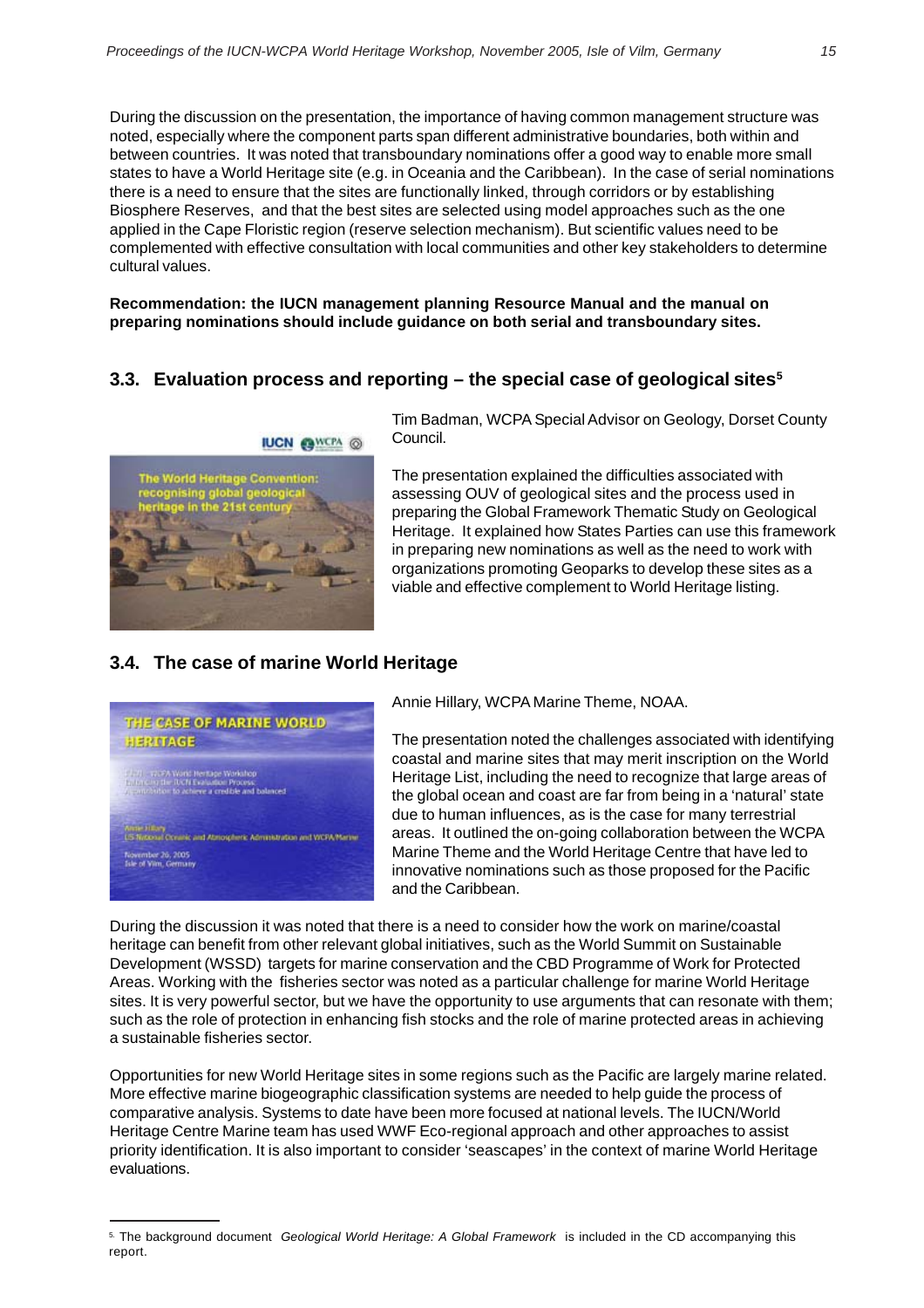During the discussion on the presentation, the importance of having common management structure was noted, especially where the component parts span different administrative boundaries, both within and between countries. It was noted that transboundary nominations offer a good way to enable more small states to have a World Heritage site (e.g. in Oceania and the Caribbean). In the case of serial nominations there is a need to ensure that the sites are functionally linked, through corridors or by establishing Biosphere Reserves, and that the best sites are selected using model approaches such as the one applied in the Cape Floristic region (reserve selection mechanism). But scientific values need to be complemented with effective consultation with local communities and other key stakeholders to determine cultural values.

**Recommendation: the IUCN management planning Resource Manual and the manual on preparing nominations should include guidance on both serial and transboundary sites.**

## 3.3. Evaluation process and reporting – the special case of geological sites[5]

Tim Badman, WCPA Special Advisor on Geology, Dorset County Council.

The presentation explained the difficulties associated with assessing OUV of geological sites and the process used in preparing the Global Framework Thematic Study on Geological Heritage. It explained how States Parties can use this framework in preparing new nominations as well as the need to work with organizations promoting Geoparks to develop these sites as a viable and effective complement to World Heritage listing.

## 3.4. The case of marine World Heritage

Annie Hillary, WCPA Marine Theme, NOAA.

The presentation noted the challenges associated with identifying coastal and marine sites that may merit inscription on the World Heritage List, including the need to recognize that large areas of the global ocean and coast are far from being in a 'natural' state due to human influences, as is the case for many terrestrial areas. It outlined the on-going collaboration between the WCPA Marine Theme and the World Heritage Centre that have led to innovative nominations such as those proposed for the Pacific and the Caribbean.

During the discussion it was noted that there is a need to consider how the work on marine/coastal heritage can benefit from other relevant global initiatives, such as the World Summit on Sustainable Development (WSSD) targets for marine conservation and the CBD Programme of Work for Protected Areas. Working with the fisheries sector was noted as a particular challenge for marine World Heritage sites. It is very powerful sector, but we have the opportunity to use arguments that can resonate with them; such as the role of protection in enhancing fish stocks and the role of marine protected areas in achieving a sustainable fisheries sector.

Opportunities for new World Heritage sites in some regions such as the Pacific are largely marine related. More effective marine biogeographic classification systems are needed to help guide the process of comparative analysis. Systems to date have been more focused at national levels. The IUCN/World Heritage Centre Marine team has used WWF Eco-regional approach and other approaches to assist priority identification. It is also important to consider 'seascapes' in the context of marine World Heritage evaluations.

---

[5] The background document *Geological World Heritage: A Global Framework* is included in the CD accompanying this report.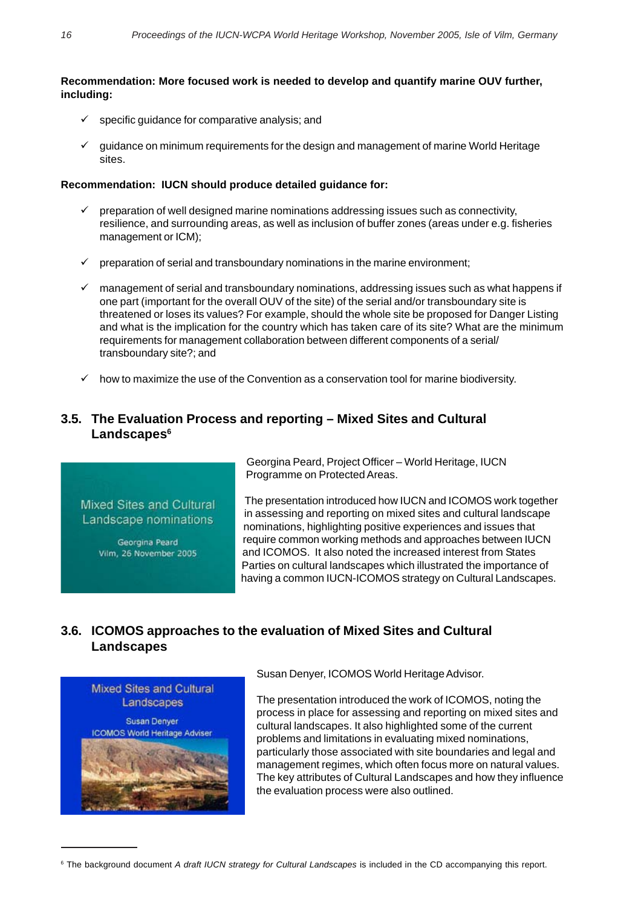**Recommendation: More focused work is needed to develop and quantify marine OUV further, including:**

- ✓ specific guidance for comparative analysis; and
- ✓ guidance on minimum requirements for the design and management of marine World Heritage sites.

**Recommendation: IUCN should produce detailed guidance for:**

- ✓ preparation of well designed marine nominations addressing issues such as connectivity, resilience, and surrounding areas, as well as inclusion of buffer zones (areas under e.g. fisheries management or ICM);
- ✓ preparation of serial and transboundary nominations in the marine environment;
- ✓ management of serial and transboundary nominations, addressing issues such as what happens if one part (important for the overall OUV of the site) of the serial and/or transboundary site is threatened or loses its values? For example, should the whole site be proposed for Danger Listing and what is the implication for the country which has taken care of its site? What are the minimum requirements for management collaboration between different components of a serial/ transboundary site?; and
- ✓ how to maximize the use of the Convention as a conservation tool for marine biodiversity.

## 3.5. The Evaluation Process and reporting – Mixed Sites and Cultural Landscapes[6]

Mixed Sites and Cultural Landscape nominations

Georgina Peard
Vilm, 26 November 2005

Georgina Peard, Project Officer – World Heritage, IUCN Programme on Protected Areas.

The presentation introduced how IUCN and ICOMOS work together in assessing and reporting on mixed sites and cultural landscape nominations, highlighting positive experiences and issues that require common working methods and approaches between IUCN and ICOMOS. It also noted the increased interest from States Parties on cultural landscapes which illustrated the importance of having a common IUCN-ICOMOS strategy on Cultural Landscapes.

## 3.6. ICOMOS approaches to the evaluation of Mixed Sites and Cultural Landscapes

Mixed Sites and Cultural Landscapes

Susan Denyer
ICOMOS World Heritage Adviser

Susan Denyer, ICOMOS World Heritage Advisor.

The presentation introduced the work of ICOMOS, noting the process in place for assessing and reporting on mixed sites and cultural landscapes. It also highlighted some of the current problems and limitations in evaluating mixed nominations, particularly those associated with site boundaries and legal and management regimes, which often focus more on natural values. The key attributes of Cultural Landscapes and how they influence the evaluation process were also outlined.

---

[6] The background document *A draft IUCN strategy for Cultural Landscapes* is included in the CD accompanying this report.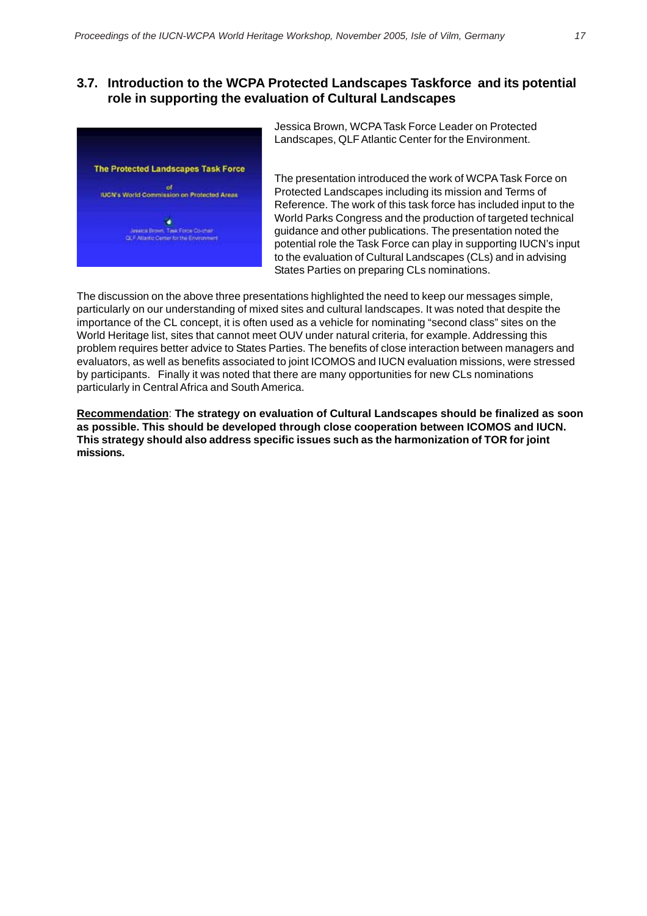## 3.7. Introduction to the WCPA Protected Landscapes Taskforce and its potential role in supporting the evaluation of Cultural Landscapes

Jessica Brown, WCPA Task Force Leader on Protected Landscapes, QLF Atlantic Center for the Environment.

The presentation introduced the work of WCPA Task Force on Protected Landscapes including its mission and Terms of Reference. The work of this task force has included input to the World Parks Congress and the production of targeted technical guidance and other publications. The presentation noted the potential role the Task Force can play in supporting IUCN's input to the evaluation of Cultural Landscapes (CLs) and in advising States Parties on preparing CLs nominations.

The discussion on the above three presentations highlighted the need to keep our messages simple, particularly on our understanding of mixed sites and cultural landscapes. It was noted that despite the importance of the CL concept, it is often used as a vehicle for nominating "second class" sites on the World Heritage list, sites that cannot meet OUV under natural criteria, for example. Addressing this problem requires better advice to States Parties. The benefits of close interaction between managers and evaluators, as well as benefits associated to joint ICOMOS and IUCN evaluation missions, were stressed by participants. Finally it was noted that there are many opportunities for new CLs nominations particularly in Central Africa and South America.

**Recommendation**: **The strategy on evaluation of Cultural Landscapes should be finalized as soon as possible. This should be developed through close cooperation between ICOMOS and IUCN. This strategy should also address specific issues such as the harmonization of TOR for joint missions.**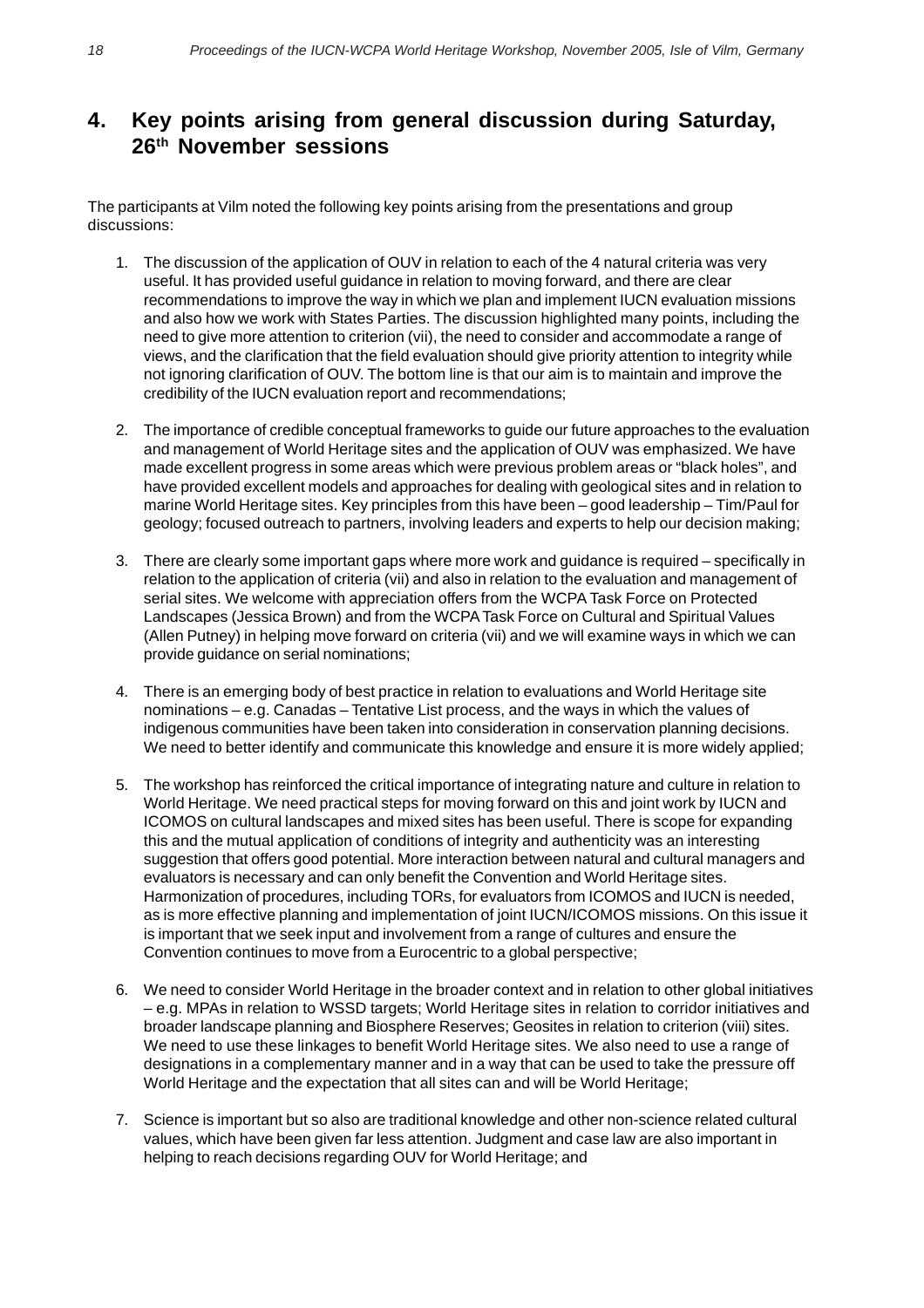# 4. Key points arising from general discussion during Saturday, 26th November sessions

The participants at Vilm noted the following key points arising from the presentations and group discussions:

1. The discussion of the application of OUV in relation to each of the 4 natural criteria was very useful. It has provided useful guidance in relation to moving forward, and there are clear recommendations to improve the way in which we plan and implement IUCN evaluation missions and also how we work with States Parties. The discussion highlighted many points, including the need to give more attention to criterion (vii), the need to consider and accommodate a range of views, and the clarification that the field evaluation should give priority attention to integrity while not ignoring clarification of OUV. The bottom line is that our aim is to maintain and improve the credibility of the IUCN evaluation report and recommendations;

2. The importance of credible conceptual frameworks to guide our future approaches to the evaluation and management of World Heritage sites and the application of OUV was emphasized. We have made excellent progress in some areas which were previous problem areas or "black holes", and have provided excellent models and approaches for dealing with geological sites and in relation to marine World Heritage sites. Key principles from this have been – good leadership – Tim/Paul for geology; focused outreach to partners, involving leaders and experts to help our decision making;

3. There are clearly some important gaps where more work and guidance is required – specifically in relation to the application of criteria (vii) and also in relation to the evaluation and management of serial sites. We welcome with appreciation offers from the WCPA Task Force on Protected Landscapes (Jessica Brown) and from the WCPA Task Force on Cultural and Spiritual Values (Allen Putney) in helping move forward on criteria (vii) and we will examine ways in which we can provide guidance on serial nominations;

4. There is an emerging body of best practice in relation to evaluations and World Heritage site nominations – e.g. Canadas – Tentative List process, and the ways in which the values of indigenous communities have been taken into consideration in conservation planning decisions. We need to better identify and communicate this knowledge and ensure it is more widely applied;

5. The workshop has reinforced the critical importance of integrating nature and culture in relation to World Heritage. We need practical steps for moving forward on this and joint work by IUCN and ICOMOS on cultural landscapes and mixed sites has been useful. There is scope for expanding this and the mutual application of conditions of integrity and authenticity was an interesting suggestion that offers good potential. More interaction between natural and cultural managers and evaluators is necessary and can only benefit the Convention and World Heritage sites. Harmonization of procedures, including TORs, for evaluators from ICOMOS and IUCN is needed, as is more effective planning and implementation of joint IUCN/ICOMOS missions. On this issue it is important that we seek input and involvement from a range of cultures and ensure the Convention continues to move from a Eurocentric to a global perspective;

6. We need to consider World Heritage in the broader context and in relation to other global initiatives – e.g. MPAs in relation to WSSD targets; World Heritage sites in relation to corridor initiatives and broader landscape planning and Biosphere Reserves; Geosites in relation to criterion (viii) sites. We need to use these linkages to benefit World Heritage sites. We also need to use a range of designations in a complementary manner and in a way that can be used to take the pressure off World Heritage and the expectation that all sites can and will be World Heritage;

7. Science is important but so also are traditional knowledge and other non-science related cultural values, which have been given far less attention. Judgment and case law are also important in helping to reach decisions regarding OUV for World Heritage; and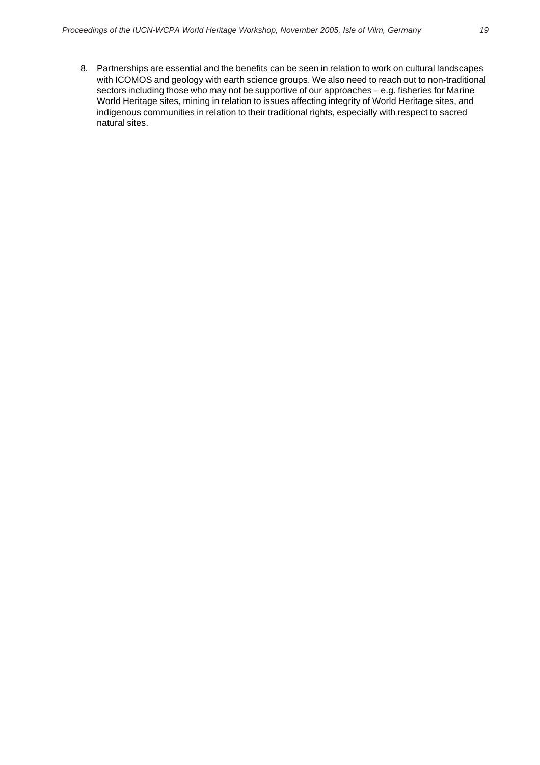8. Partnerships are essential and the benefits can be seen in relation to work on cultural landscapes with ICOMOS and geology with earth science groups. We also need to reach out to non-traditional sectors including those who may not be supportive of our approaches – e.g. fisheries for Marine World Heritage sites, mining in relation to issues affecting integrity of World Heritage sites, and indigenous communities in relation to their traditional rights, especially with respect to sacred natural sites.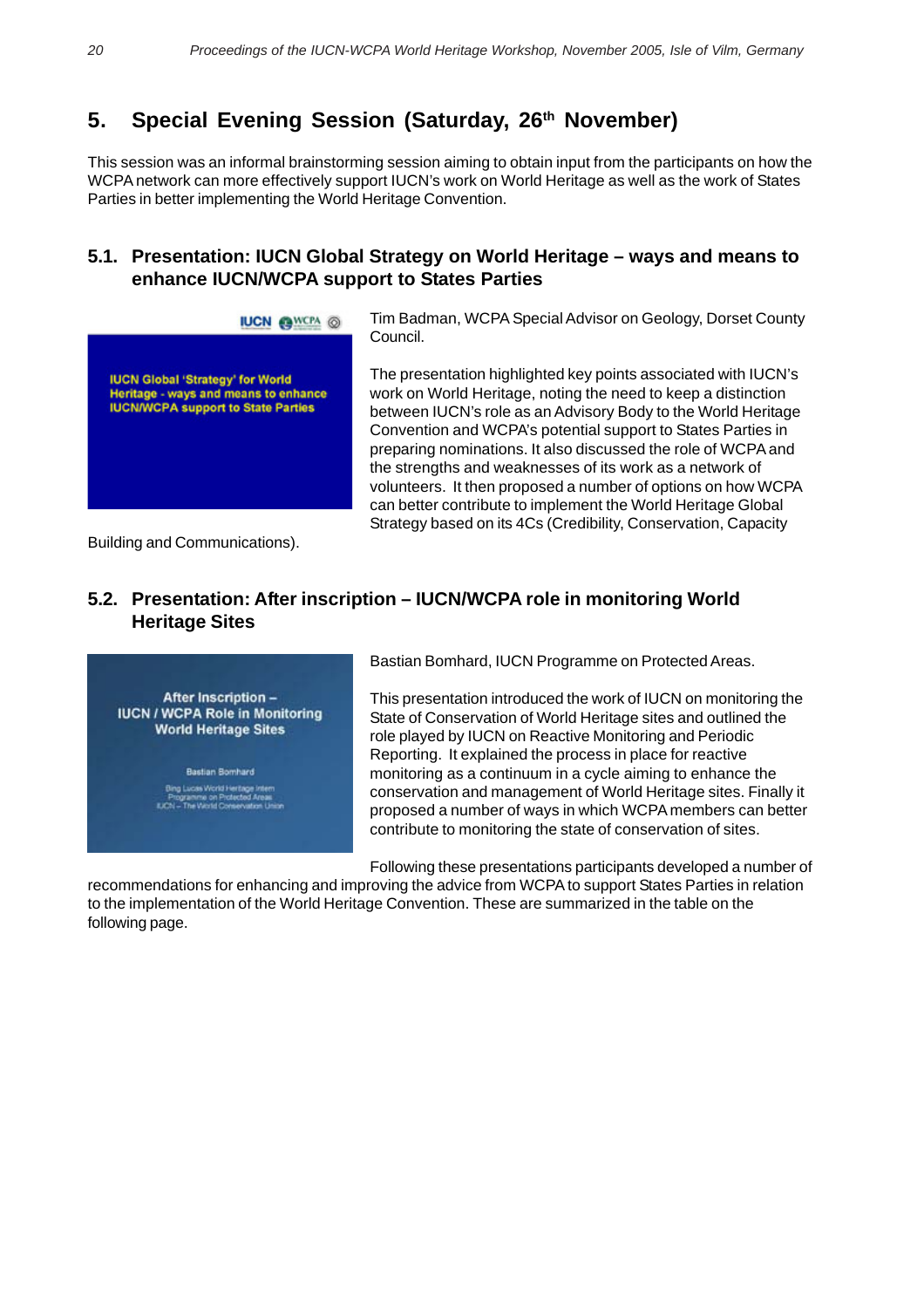## 5. Special Evening Session (Saturday, 26th November)

This session was an informal brainstorming session aiming to obtain input from the participants on how the WCPA network can more effectively support IUCN's work on World Heritage as well as the work of States Parties in better implementing the World Heritage Convention.

### 5.1. Presentation: IUCN Global Strategy on World Heritage – ways and means to enhance IUCN/WCPA support to States Parties

Tim Badman, WCPA Special Advisor on Geology, Dorset County Council.

The presentation highlighted key points associated with IUCN's work on World Heritage, noting the need to keep a distinction between IUCN's role as an Advisory Body to the World Heritage Convention and WCPA's potential support to States Parties in preparing nominations. It also discussed the role of WCPA and the strengths and weaknesses of its work as a network of volunteers. It then proposed a number of options on how WCPA can better contribute to implement the World Heritage Global Strategy based on its 4Cs (Credibility, Conservation, Capacity Building and Communications).

### 5.2. Presentation: After inscription – IUCN/WCPA role in monitoring World Heritage Sites

Bastian Bomhard, IUCN Programme on Protected Areas.

This presentation introduced the work of IUCN on monitoring the State of Conservation of World Heritage sites and outlined the role played by IUCN on Reactive Monitoring and Periodic Reporting. It explained the process in place for reactive monitoring as a continuum in a cycle aiming to enhance the conservation and management of World Heritage sites. Finally it proposed a number of ways in which WCPA members can better contribute to monitoring the state of conservation of sites.

Following these presentations participants developed a number of recommendations for enhancing and improving the advice from WCPA to support States Parties in relation to the implementation of the World Heritage Convention. These are summarized in the table on the following page.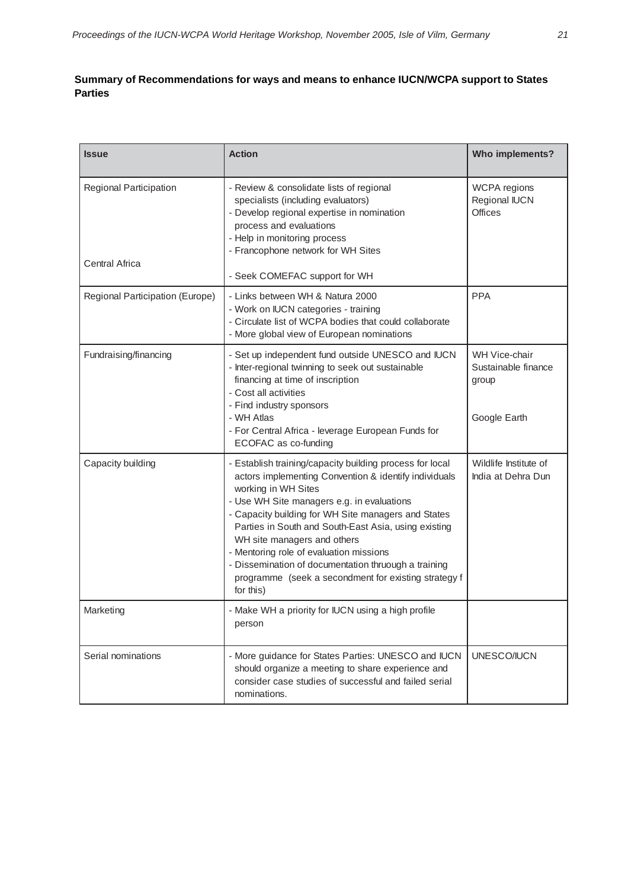**Summary of Recommendations for ways and means to enhance IUCN/WCPA support to States Parties**

| Issue | Action | Who implements? |
|---|---|---|
| Regional Participation<br><br>Central Africa | - Review & consolidate lists of regional specialists (including evaluators)<br>- Develop regional expertise in nomination process and evaluations<br>- Help in monitoring process<br>- Francophone network for WH Sites<br><br>- Seek COMEFAC support for WH | WCPA regions<br>Regional IUCN Offices |
| Regional Participation (Europe) | - Links between WH & Natura 2000<br>- Work on IUCN categories - training<br>- Circulate list of WCPA bodies that could collaborate<br>- More global view of European nominations | PPA |
| Fundraising/financing | - Set up independent fund outside UNESCO and IUCN<br>- Inter-regional twinning to seek out sustainable financing at time of inscription<br>- Cost all activities<br>- Find industry sponsors<br>- WH Atlas<br>- For Central Africa - leverage European Funds for ECOFAC as co-funding | WH Vice-chair<br>Sustainable finance group<br><br>Google Earth |
| Capacity building | - Establish training/capacity building process for local actors implementing Convention & identify individuals working in WH Sites<br>- Use WH Site managers e.g. in evaluations<br>- Capacity building for WH Site managers and States Parties in South and South-East Asia, using existing WH site managers and others<br>- Mentoring role of evaluation missions<br>- Dissemination of documentation thruough a training programme (seek a secondment for existing strategy f for this) | Wildlife Institute of India at Dehra Dun |
| Marketing | - Make WH a priority for IUCN using a high profile person | |
| Serial nominations | - More guidance for States Parties: UNESCO and IUCN should organize a meeting to share experience and consider case studies of successful and failed serial nominations. | UNESCO/IUCN |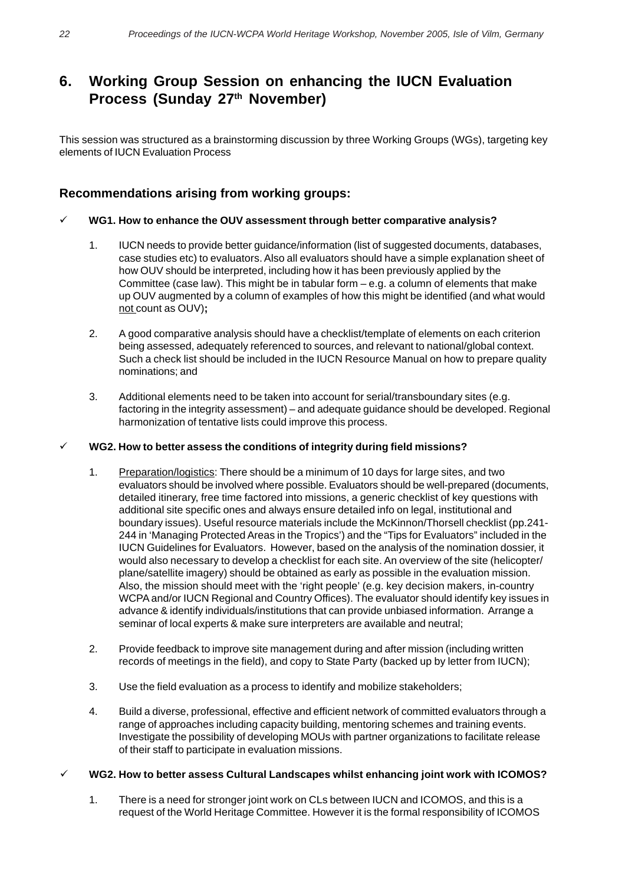## 6. Working Group Session on enhancing the IUCN Evaluation Process (Sunday 27th November)

This session was structured as a brainstorming discussion by three Working Groups (WGs), targeting key elements of IUCN Evaluation Process

### Recommendations arising from working groups:

✓ **WG1. How to enhance the OUV assessment through better comparative analysis?**

1. IUCN needs to provide better guidance/information (list of suggested documents, databases, case studies etc) to evaluators. Also all evaluators should have a simple explanation sheet of how OUV should be interpreted, including how it has been previously applied by the Committee (case law). This might be in tabular form – e.g. a column of elements that make up OUV augmented by a column of examples of how this might be identified (and what would not count as OUV)**;**

2. A good comparative analysis should have a checklist/template of elements on each criterion being assessed, adequately referenced to sources, and relevant to national/global context. Such a check list should be included in the IUCN Resource Manual on how to prepare quality nominations; and

3. Additional elements need to be taken into account for serial/transboundary sites (e.g. factoring in the integrity assessment) – and adequate guidance should be developed. Regional harmonization of tentative lists could improve this process.

✓ **WG2. How to better assess the conditions of integrity during field missions?**

1. Preparation/logistics: There should be a minimum of 10 days for large sites, and two evaluators should be involved where possible. Evaluators should be well-prepared (documents, detailed itinerary, free time factored into missions, a generic checklist of key questions with additional site specific ones and always ensure detailed info on legal, institutional and boundary issues). Useful resource materials include the McKinnon/Thorsell checklist (pp.241-244 in 'Managing Protected Areas in the Tropics') and the "Tips for Evaluators" included in the IUCN Guidelines for Evaluators. However, based on the analysis of the nomination dossier, it would also necessary to develop a checklist for each site. An overview of the site (helicopter/plane/satellite imagery) should be obtained as early as possible in the evaluation mission. Also, the mission should meet with the 'right people' (e.g. key decision makers, in-country WCPA and/or IUCN Regional and Country Offices). The evaluator should identify key issues in advance & identify individuals/institutions that can provide unbiased information. Arrange a seminar of local experts & make sure interpreters are available and neutral;

2. Provide feedback to improve site management during and after mission (including written records of meetings in the field), and copy to State Party (backed up by letter from IUCN);

3. Use the field evaluation as a process to identify and mobilize stakeholders;

4. Build a diverse, professional, effective and efficient network of committed evaluators through a range of approaches including capacity building, mentoring schemes and training events. Investigate the possibility of developing MOUs with partner organizations to facilitate release of their staff to participate in evaluation missions.

✓ **WG2. How to better assess Cultural Landscapes whilst enhancing joint work with ICOMOS?**

1. There is a need for stronger joint work on CLs between IUCN and ICOMOS, and this is a request of the World Heritage Committee. However it is the formal responsibility of ICOMOS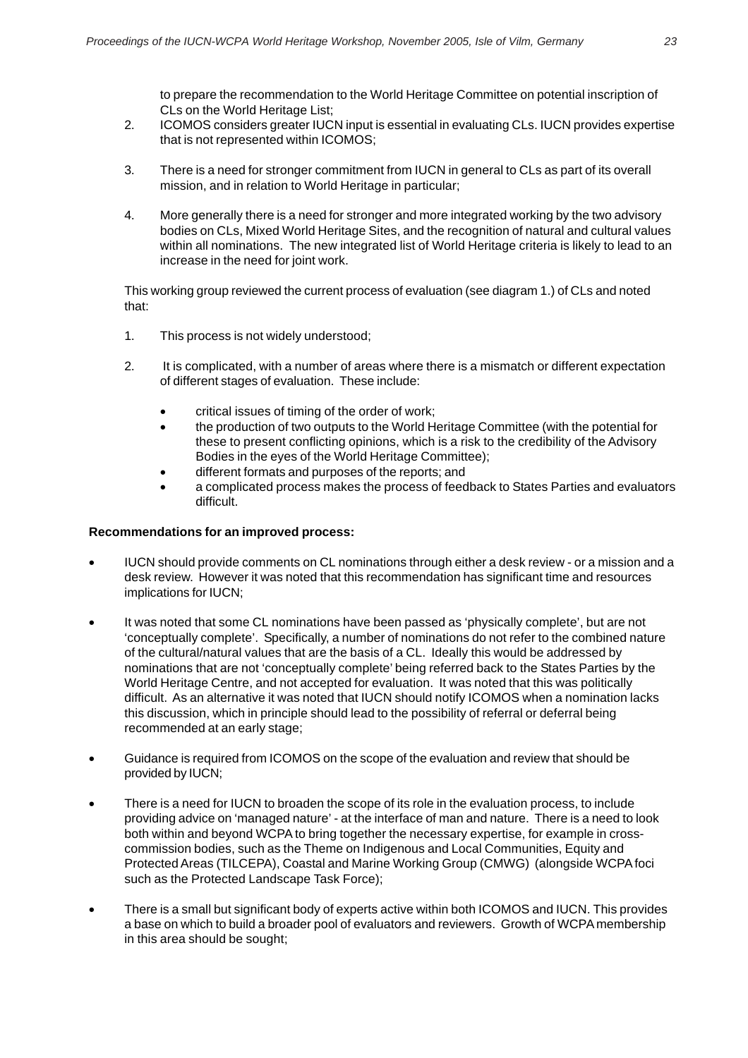to prepare the recommendation to the World Heritage Committee on potential inscription of CLs on the World Heritage List;

2. ICOMOS considers greater IUCN input is essential in evaluating CLs. IUCN provides expertise that is not represented within ICOMOS;

3. There is a need for stronger commitment from IUCN in general to CLs as part of its overall mission, and in relation to World Heritage in particular;

4. More generally there is a need for stronger and more integrated working by the two advisory bodies on CLs, Mixed World Heritage Sites, and the recognition of natural and cultural values within all nominations. The new integrated list of World Heritage criteria is likely to lead to an increase in the need for joint work.

This working group reviewed the current process of evaluation (see diagram 1.) of CLs and noted that:

1. This process is not widely understood;

2. It is complicated, with a number of areas where there is a mismatch or different expectation of different stages of evaluation. These include:
   - critical issues of timing of the order of work;
   - the production of two outputs to the World Heritage Committee (with the potential for these to present conflicting opinions, which is a risk to the credibility of the Advisory Bodies in the eyes of the World Heritage Committee);
   - different formats and purposes of the reports; and
   - a complicated process makes the process of feedback to States Parties and evaluators difficult.

**Recommendations for an improved process:**

- IUCN should provide comments on CL nominations through either a desk review - or a mission and a desk review. However it was noted that this recommendation has significant time and resources implications for IUCN;

- It was noted that some CL nominations have been passed as 'physically complete', but are not 'conceptually complete'. Specifically, a number of nominations do not refer to the combined nature of the cultural/natural values that are the basis of a CL. Ideally this would be addressed by nominations that are not 'conceptually complete' being referred back to the States Parties by the World Heritage Centre, and not accepted for evaluation. It was noted that this was politically difficult. As an alternative it was noted that IUCN should notify ICOMOS when a nomination lacks this discussion, which in principle should lead to the possibility of referral or deferral being recommended at an early stage;

- Guidance is required from ICOMOS on the scope of the evaluation and review that should be provided by IUCN;

- There is a need for IUCN to broaden the scope of its role in the evaluation process, to include providing advice on 'managed nature' - at the interface of man and nature. There is a need to look both within and beyond WCPA to bring together the necessary expertise, for example in cross-commission bodies, such as the Theme on Indigenous and Local Communities, Equity and Protected Areas (TILCEPA), Coastal and Marine Working Group (CMWG) (alongside WCPA foci such as the Protected Landscape Task Force);

- There is a small but significant body of experts active within both ICOMOS and IUCN. This provides a base on which to build a broader pool of evaluators and reviewers. Growth of WCPA membership in this area should be sought;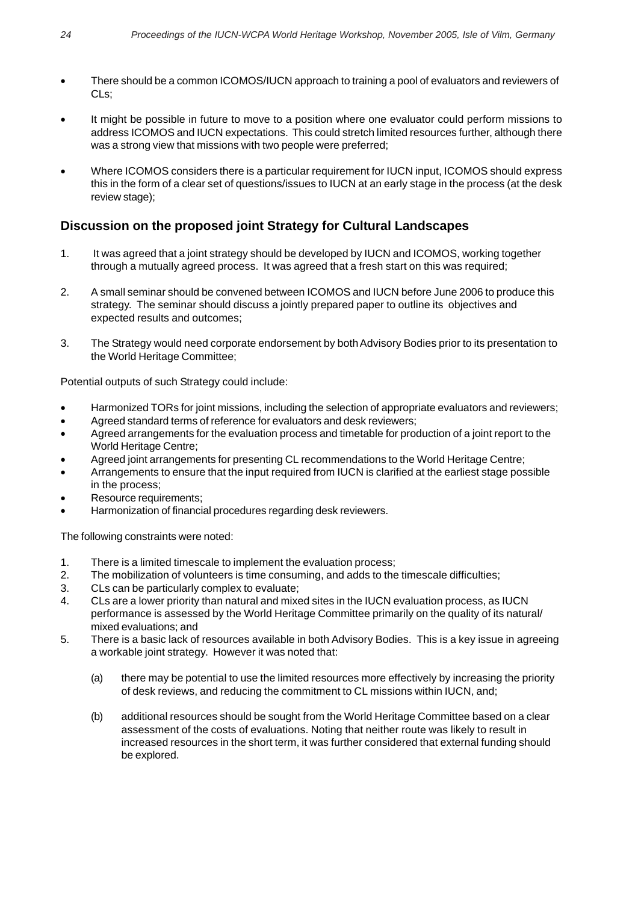- There should be a common ICOMOS/IUCN approach to training a pool of evaluators and reviewers of CLs;
- It might be possible in future to move to a position where one evaluator could perform missions to address ICOMOS and IUCN expectations. This could stretch limited resources further, although there was a strong view that missions with two people were preferred;
- Where ICOMOS considers there is a particular requirement for IUCN input, ICOMOS should express this in the form of a clear set of questions/issues to IUCN at an early stage in the process (at the desk review stage);

## Discussion on the proposed joint Strategy for Cultural Landscapes

1. It was agreed that a joint strategy should be developed by IUCN and ICOMOS, working together through a mutually agreed process. It was agreed that a fresh start on this was required;
2. A small seminar should be convened between ICOMOS and IUCN before June 2006 to produce this strategy. The seminar should discuss a jointly prepared paper to outline its objectives and expected results and outcomes;
3. The Strategy would need corporate endorsement by both Advisory Bodies prior to its presentation to the World Heritage Committee;

Potential outputs of such Strategy could include:

- Harmonized TORs for joint missions, including the selection of appropriate evaluators and reviewers;
- Agreed standard terms of reference for evaluators and desk reviewers;
- Agreed arrangements for the evaluation process and timetable for production of a joint report to the World Heritage Centre;
- Agreed joint arrangements for presenting CL recommendations to the World Heritage Centre;
- Arrangements to ensure that the input required from IUCN is clarified at the earliest stage possible in the process;
- Resource requirements;
- Harmonization of financial procedures regarding desk reviewers.

The following constraints were noted:

1. There is a limited timescale to implement the evaluation process;
2. The mobilization of volunteers is time consuming, and adds to the timescale difficulties;
3. CLs can be particularly complex to evaluate;
4. CLs are a lower priority than natural and mixed sites in the IUCN evaluation process, as IUCN performance is assessed by the World Heritage Committee primarily on the quality of its natural/ mixed evaluations; and
5. There is a basic lack of resources available in both Advisory Bodies. This is a key issue in agreeing a workable joint strategy. However it was noted that:
   (a) there may be potential to use the limited resources more effectively by increasing the priority of desk reviews, and reducing the commitment to CL missions within IUCN, and;
   (b) additional resources should be sought from the World Heritage Committee based on a clear assessment of the costs of evaluations. Noting that neither route was likely to result in increased resources in the short term, it was further considered that external funding should be explored.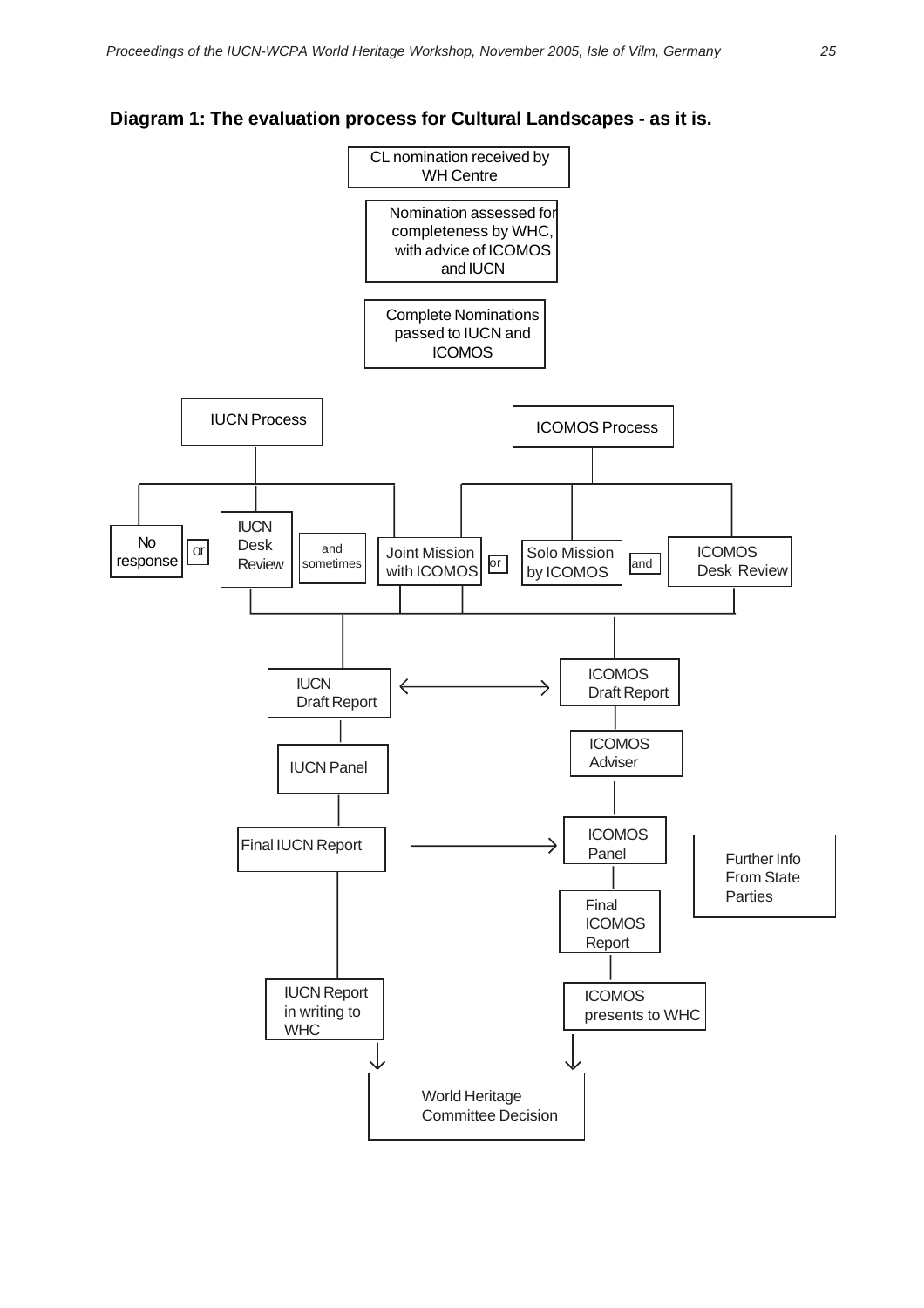**Diagram 1: The evaluation process for Cultural Landscapes - as it is.**

CL nomination received by WH Centre

Nomination assessed for completeness by WHC, with advice of ICOMOS and IUCN

Complete Nominations passed to IUCN and ICOMOS

IUCN Process

ICOMOS Process

No response

or

IUCN Desk Review

and sometimes

Joint Mission with ICOMOS

or

Solo Mission by ICOMOS

and

ICOMOS Desk Review

IUCN Draft Report

ICOMOS Draft Report

ICOMOS Adviser

IUCN Panel

Final IUCN Report

ICOMOS Panel

Further Info From State Parties

Final ICOMOS Report

IUCN Report in writing to WHC

ICOMOS presents to WHC

World Heritage Committee Decision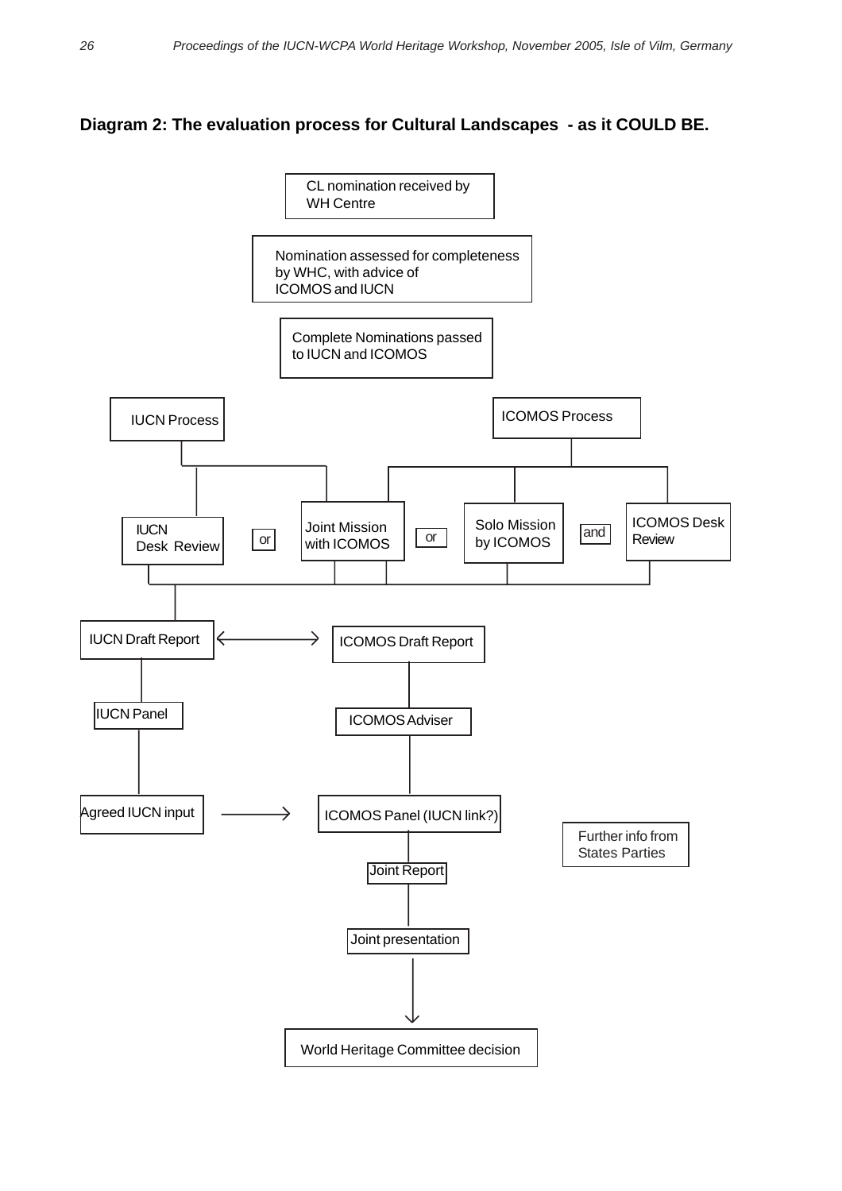**Diagram 2: The evaluation process for Cultural Landscapes - as it COULD BE.**

CL nomination received by WH Centre

Nomination assessed for completeness by WHC, with advice of ICOMOS and IUCN

Complete Nominations passed to IUCN and ICOMOS

IUCN Process

ICOMOS Process

IUCN Desk Review

or

Joint Mission with ICOMOS

or

Solo Mission by ICOMOS

and

ICOMOS Desk Review

IUCN Draft Report ⟷ ICOMOS Draft Report

IUCN Panel

ICOMOS Adviser

Agreed IUCN input → ICOMOS Panel (IUCN link?)

Further info from States Parties

Joint Report

Joint presentation

World Heritage Committee decision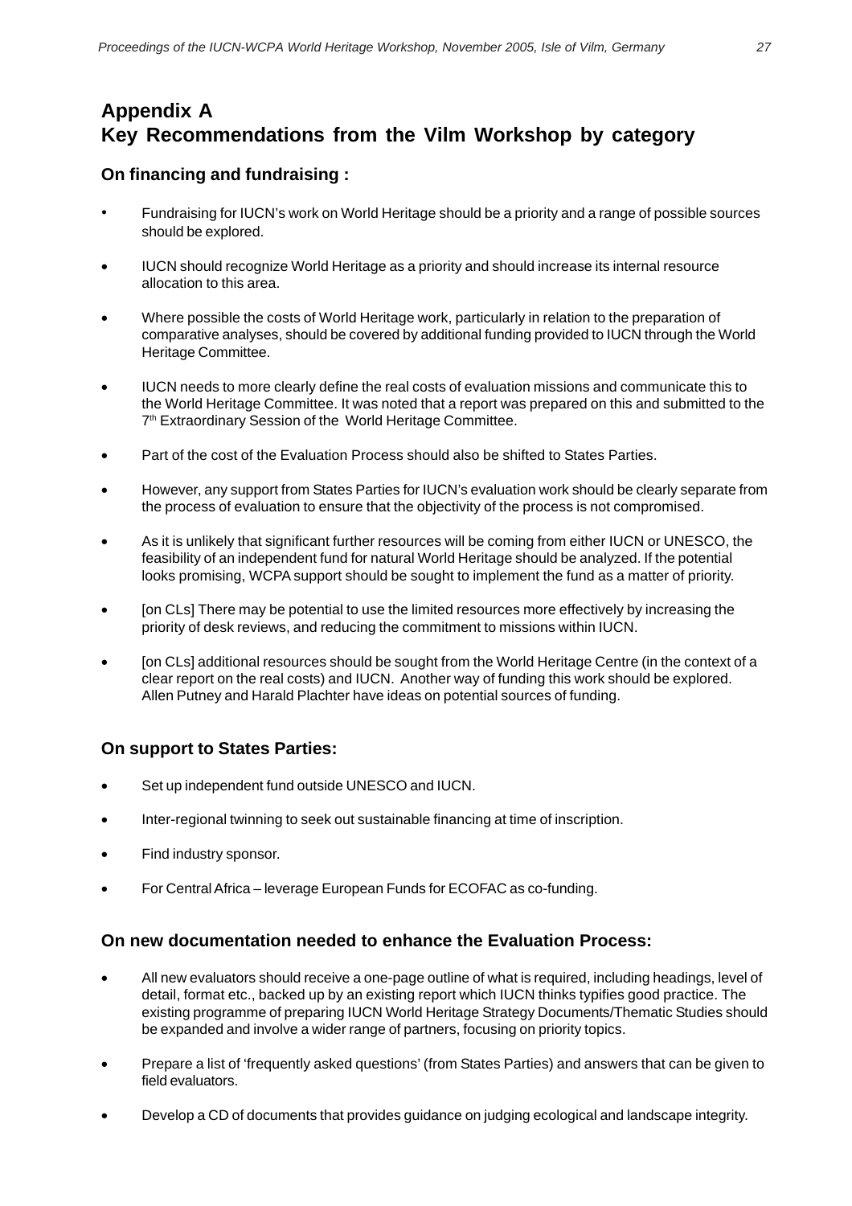# Appendix A
# Key Recommendations from the Vilm Workshop by category

### On financing and fundraising :

- Fundraising for IUCN's work on World Heritage should be a priority and a range of possible sources should be explored.
- IUCN should recognize World Heritage as a priority and should increase its internal resource allocation to this area.
- Where possible the costs of World Heritage work, particularly in relation to the preparation of comparative analyses, should be covered by additional funding provided to IUCN through the World Heritage Committee.
- IUCN needs to more clearly define the real costs of evaluation missions and communicate this to the World Heritage Committee. It was noted that a report was prepared on this and submitted to the 7th Extraordinary Session of the World Heritage Committee.
- Part of the cost of the Evaluation Process should also be shifted to States Parties.
- However, any support from States Parties for IUCN's evaluation work should be clearly separate from the process of evaluation to ensure that the objectivity of the process is not compromised.
- As it is unlikely that significant further resources will be coming from either IUCN or UNESCO, the feasibility of an independent fund for natural World Heritage should be analyzed. If the potential looks promising, WCPA support should be sought to implement the fund as a matter of priority.
- [on CLs] There may be potential to use the limited resources more effectively by increasing the priority of desk reviews, and reducing the commitment to missions within IUCN.
- [on CLs] additional resources should be sought from the World Heritage Centre (in the context of a clear report on the real costs) and IUCN. Another way of funding this work should be explored. Allen Putney and Harald Plachter have ideas on potential sources of funding.

### On support to States Parties:

- Set up independent fund outside UNESCO and IUCN.
- Inter-regional twinning to seek out sustainable financing at time of inscription.
- Find industry sponsor.
- For Central Africa – leverage European Funds for ECOFAC as co-funding.

### On new documentation needed to enhance the Evaluation Process:

- All new evaluators should receive a one-page outline of what is required, including headings, level of detail, format etc., backed up by an existing report which IUCN thinks typifies good practice. The existing programme of preparing IUCN World Heritage Strategy Documents/Thematic Studies should be expanded and involve a wider range of partners, focusing on priority topics.
- Prepare a list of 'frequently asked questions' (from States Parties) and answers that can be given to field evaluators.
- Develop a CD of documents that provides guidance on judging ecological and landscape integrity.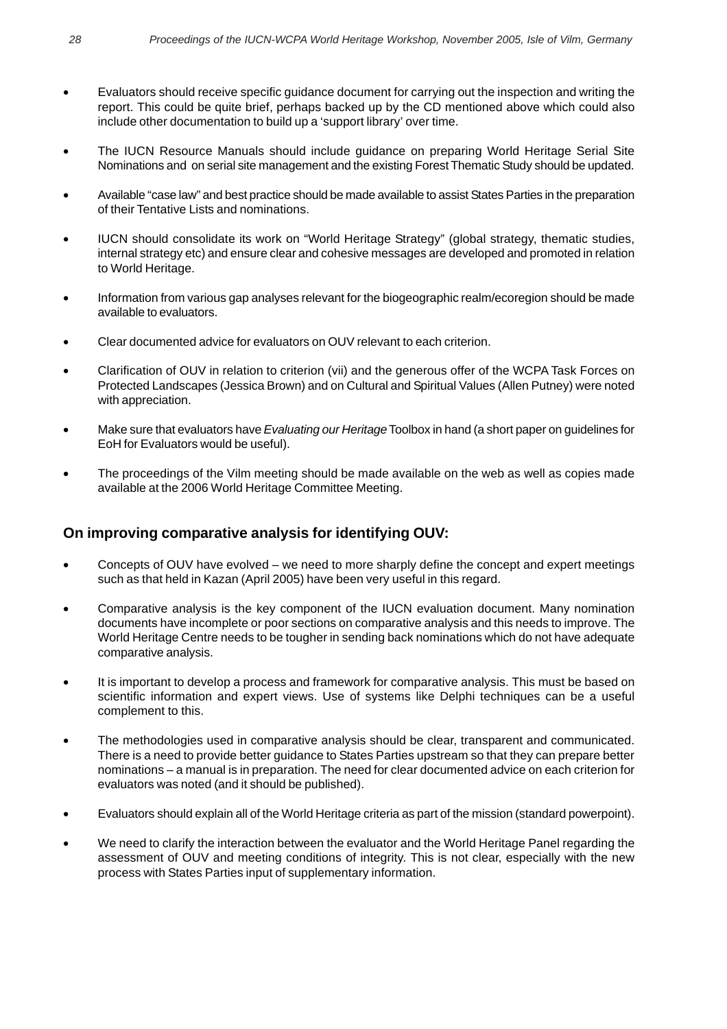- Evaluators should receive specific guidance document for carrying out the inspection and writing the report. This could be quite brief, perhaps backed up by the CD mentioned above which could also include other documentation to build up a 'support library' over time.

- The IUCN Resource Manuals should include guidance on preparing World Heritage Serial Site Nominations and on serial site management and the existing Forest Thematic Study should be updated.

- Available "case law" and best practice should be made available to assist States Parties in the preparation of their Tentative Lists and nominations.

- IUCN should consolidate its work on "World Heritage Strategy" (global strategy, thematic studies, internal strategy etc) and ensure clear and cohesive messages are developed and promoted in relation to World Heritage.

- Information from various gap analyses relevant for the biogeographic realm/ecoregion should be made available to evaluators.

- Clear documented advice for evaluators on OUV relevant to each criterion.

- Clarification of OUV in relation to criterion (vii) and the generous offer of the WCPA Task Forces on Protected Landscapes (Jessica Brown) and on Cultural and Spiritual Values (Allen Putney) were noted with appreciation.

- Make sure that evaluators have *Evaluating our Heritage* Toolbox in hand (a short paper on guidelines for EoH for Evaluators would be useful).

- The proceedings of the Vilm meeting should be made available on the web as well as copies made available at the 2006 World Heritage Committee Meeting.

## On improving comparative analysis for identifying OUV:

- Concepts of OUV have evolved – we need to more sharply define the concept and expert meetings such as that held in Kazan (April 2005) have been very useful in this regard.

- Comparative analysis is the key component of the IUCN evaluation document. Many nomination documents have incomplete or poor sections on comparative analysis and this needs to improve. The World Heritage Centre needs to be tougher in sending back nominations which do not have adequate comparative analysis.

- It is important to develop a process and framework for comparative analysis. This must be based on scientific information and expert views. Use of systems like Delphi techniques can be a useful complement to this.

- The methodologies used in comparative analysis should be clear, transparent and communicated. There is a need to provide better guidance to States Parties upstream so that they can prepare better nominations – a manual is in preparation. The need for clear documented advice on each criterion for evaluators was noted (and it should be published).

- Evaluators should explain all of the World Heritage criteria as part of the mission (standard powerpoint).

- We need to clarify the interaction between the evaluator and the World Heritage Panel regarding the assessment of OUV and meeting conditions of integrity. This is not clear, especially with the new process with States Parties input of supplementary information.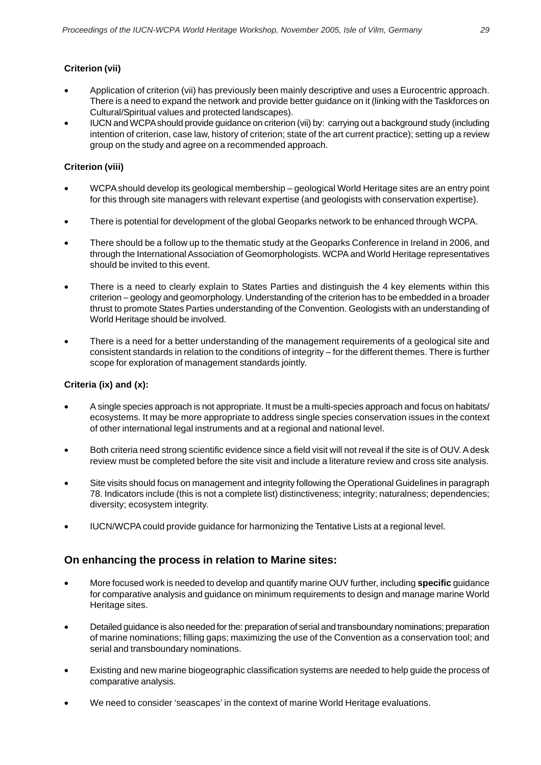**Criterion (vii)**

- Application of criterion (vii) has previously been mainly descriptive and uses a Eurocentric approach. There is a need to expand the network and provide better guidance on it (linking with the Taskforces on Cultural/Spiritual values and protected landscapes).
- IUCN and WCPA should provide guidance on criterion (vii) by: carrying out a background study (including intention of criterion, case law, history of criterion; state of the art current practice); setting up a review group on the study and agree on a recommended approach.

**Criterion (viii)**

- WCPA should develop its geological membership – geological World Heritage sites are an entry point for this through site managers with relevant expertise (and geologists with conservation expertise).
- There is potential for development of the global Geoparks network to be enhanced through WCPA.
- There should be a follow up to the thematic study at the Geoparks Conference in Ireland in 2006, and through the International Association of Geomorphologists. WCPA and World Heritage representatives should be invited to this event.
- There is a need to clearly explain to States Parties and distinguish the 4 key elements within this criterion – geology and geomorphology. Understanding of the criterion has to be embedded in a broader thrust to promote States Parties understanding of the Convention. Geologists with an understanding of World Heritage should be involved.
- There is a need for a better understanding of the management requirements of a geological site and consistent standards in relation to the conditions of integrity – for the different themes. There is further scope for exploration of management standards jointly.

**Criteria (ix) and (x):**

- A single species approach is not appropriate. It must be a multi-species approach and focus on habitats/ ecosystems. It may be more appropriate to address single species conservation issues in the context of other international legal instruments and at a regional and national level.
- Both criteria need strong scientific evidence since a field visit will not reveal if the site is of OUV. A desk review must be completed before the site visit and include a literature review and cross site analysis.
- Site visits should focus on management and integrity following the Operational Guidelines in paragraph 78. Indicators include (this is not a complete list) distinctiveness; integrity; naturalness; dependencies; diversity; ecosystem integrity.
- IUCN/WCPA could provide guidance for harmonizing the Tentative Lists at a regional level.

## On enhancing the process in relation to Marine sites:

- More focused work is needed to develop and quantify marine OUV further, including **specific** guidance for comparative analysis and guidance on minimum requirements to design and manage marine World Heritage sites.
- Detailed guidance is also needed for the: preparation of serial and transboundary nominations; preparation of marine nominations; filling gaps; maximizing the use of the Convention as a conservation tool; and serial and transboundary nominations.
- Existing and new marine biogeographic classification systems are needed to help guide the process of comparative analysis.
- We need to consider 'seascapes' in the context of marine World Heritage evaluations.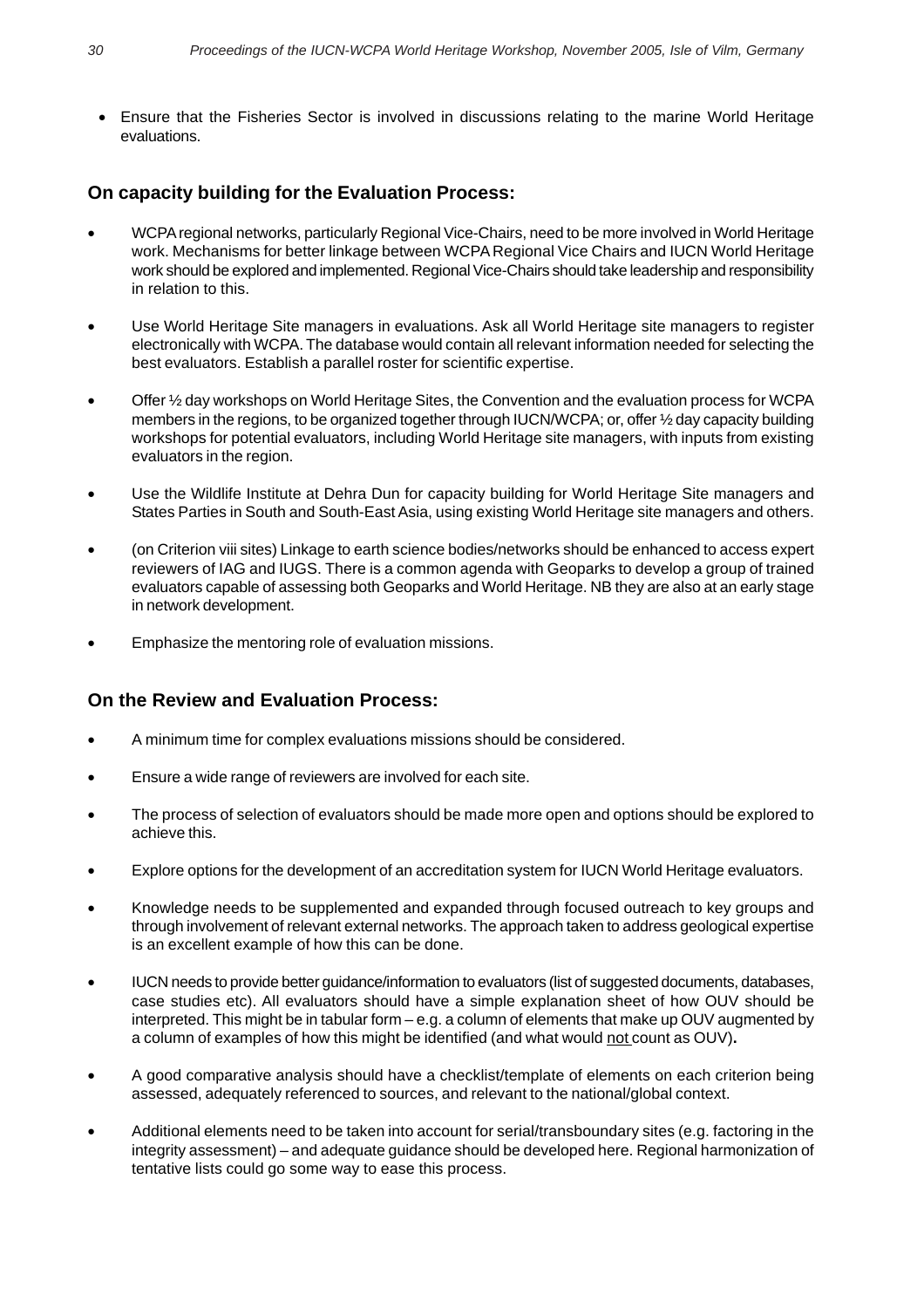- Ensure that the Fisheries Sector is involved in discussions relating to the marine World Heritage evaluations.

## On capacity building for the Evaluation Process:

- WCPA regional networks, particularly Regional Vice-Chairs, need to be more involved in World Heritage work. Mechanisms for better linkage between WCPA Regional Vice Chairs and IUCN World Heritage work should be explored and implemented. Regional Vice-Chairs should take leadership and responsibility in relation to this.
- Use World Heritage Site managers in evaluations. Ask all World Heritage site managers to register electronically with WCPA. The database would contain all relevant information needed for selecting the best evaluators. Establish a parallel roster for scientific expertise.
- Offer ½ day workshops on World Heritage Sites, the Convention and the evaluation process for WCPA members in the regions, to be organized together through IUCN/WCPA; or, offer ½ day capacity building workshops for potential evaluators, including World Heritage site managers, with inputs from existing evaluators in the region.
- Use the Wildlife Institute at Dehra Dun for capacity building for World Heritage Site managers and States Parties in South and South-East Asia, using existing World Heritage site managers and others.
- (on Criterion viii sites) Linkage to earth science bodies/networks should be enhanced to access expert reviewers of IAG and IUGS. There is a common agenda with Geoparks to develop a group of trained evaluators capable of assessing both Geoparks and World Heritage. NB they are also at an early stage in network development.
- Emphasize the mentoring role of evaluation missions.

## On the Review and Evaluation Process:

- A minimum time for complex evaluations missions should be considered.
- Ensure a wide range of reviewers are involved for each site.
- The process of selection of evaluators should be made more open and options should be explored to achieve this.
- Explore options for the development of an accreditation system for IUCN World Heritage evaluators.
- Knowledge needs to be supplemented and expanded through focused outreach to key groups and through involvement of relevant external networks. The approach taken to address geological expertise is an excellent example of how this can be done.
- IUCN needs to provide better guidance/information to evaluators (list of suggested documents, databases, case studies etc). All evaluators should have a simple explanation sheet of how OUV should be interpreted. This might be in tabular form – e.g. a column of elements that make up OUV augmented by a column of examples of how this might be identified (and what would <u>not</u> count as OUV)**.**
- A good comparative analysis should have a checklist/template of elements on each criterion being assessed, adequately referenced to sources, and relevant to the national/global context.
- Additional elements need to be taken into account for serial/transboundary sites (e.g. factoring in the integrity assessment) – and adequate guidance should be developed here. Regional harmonization of tentative lists could go some way to ease this process.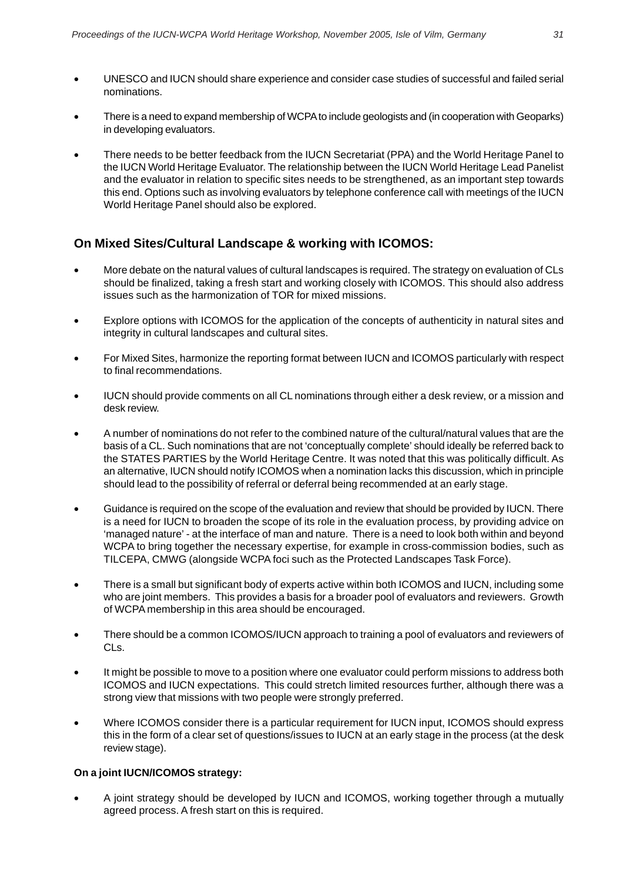- UNESCO and IUCN should share experience and consider case studies of successful and failed serial nominations.

- There is a need to expand membership of WCPA to include geologists and (in cooperation with Geoparks) in developing evaluators.

- There needs to be better feedback from the IUCN Secretariat (PPA) and the World Heritage Panel to the IUCN World Heritage Evaluator. The relationship between the IUCN World Heritage Lead Panelist and the evaluator in relation to specific sites needs to be strengthened, as an important step towards this end. Options such as involving evaluators by telephone conference call with meetings of the IUCN World Heritage Panel should also be explored.

## On Mixed Sites/Cultural Landscape & working with ICOMOS:

- More debate on the natural values of cultural landscapes is required. The strategy on evaluation of CLs should be finalized, taking a fresh start and working closely with ICOMOS. This should also address issues such as the harmonization of TOR for mixed missions.

- Explore options with ICOMOS for the application of the concepts of authenticity in natural sites and integrity in cultural landscapes and cultural sites.

- For Mixed Sites, harmonize the reporting format between IUCN and ICOMOS particularly with respect to final recommendations.

- IUCN should provide comments on all CL nominations through either a desk review, or a mission and desk review.

- A number of nominations do not refer to the combined nature of the cultural/natural values that are the basis of a CL. Such nominations that are not 'conceptually complete' should ideally be referred back to the STATES PARTIES by the World Heritage Centre. It was noted that this was politically difficult. As an alternative, IUCN should notify ICOMOS when a nomination lacks this discussion, which in principle should lead to the possibility of referral or deferral being recommended at an early stage.

- Guidance is required on the scope of the evaluation and review that should be provided by IUCN. There is a need for IUCN to broaden the scope of its role in the evaluation process, by providing advice on 'managed nature' - at the interface of man and nature. There is a need to look both within and beyond WCPA to bring together the necessary expertise, for example in cross-commission bodies, such as TILCEPA, CMWG (alongside WCPA foci such as the Protected Landscapes Task Force).

- There is a small but significant body of experts active within both ICOMOS and IUCN, including some who are joint members. This provides a basis for a broader pool of evaluators and reviewers. Growth of WCPA membership in this area should be encouraged.

- There should be a common ICOMOS/IUCN approach to training a pool of evaluators and reviewers of CLs.

- It might be possible to move to a position where one evaluator could perform missions to address both ICOMOS and IUCN expectations. This could stretch limited resources further, although there was a strong view that missions with two people were strongly preferred.

- Where ICOMOS consider there is a particular requirement for IUCN input, ICOMOS should express this in the form of a clear set of questions/issues to IUCN at an early stage in the process (at the desk review stage).

### On a joint IUCN/ICOMOS strategy:

- A joint strategy should be developed by IUCN and ICOMOS, working together through a mutually agreed process. A fresh start on this is required.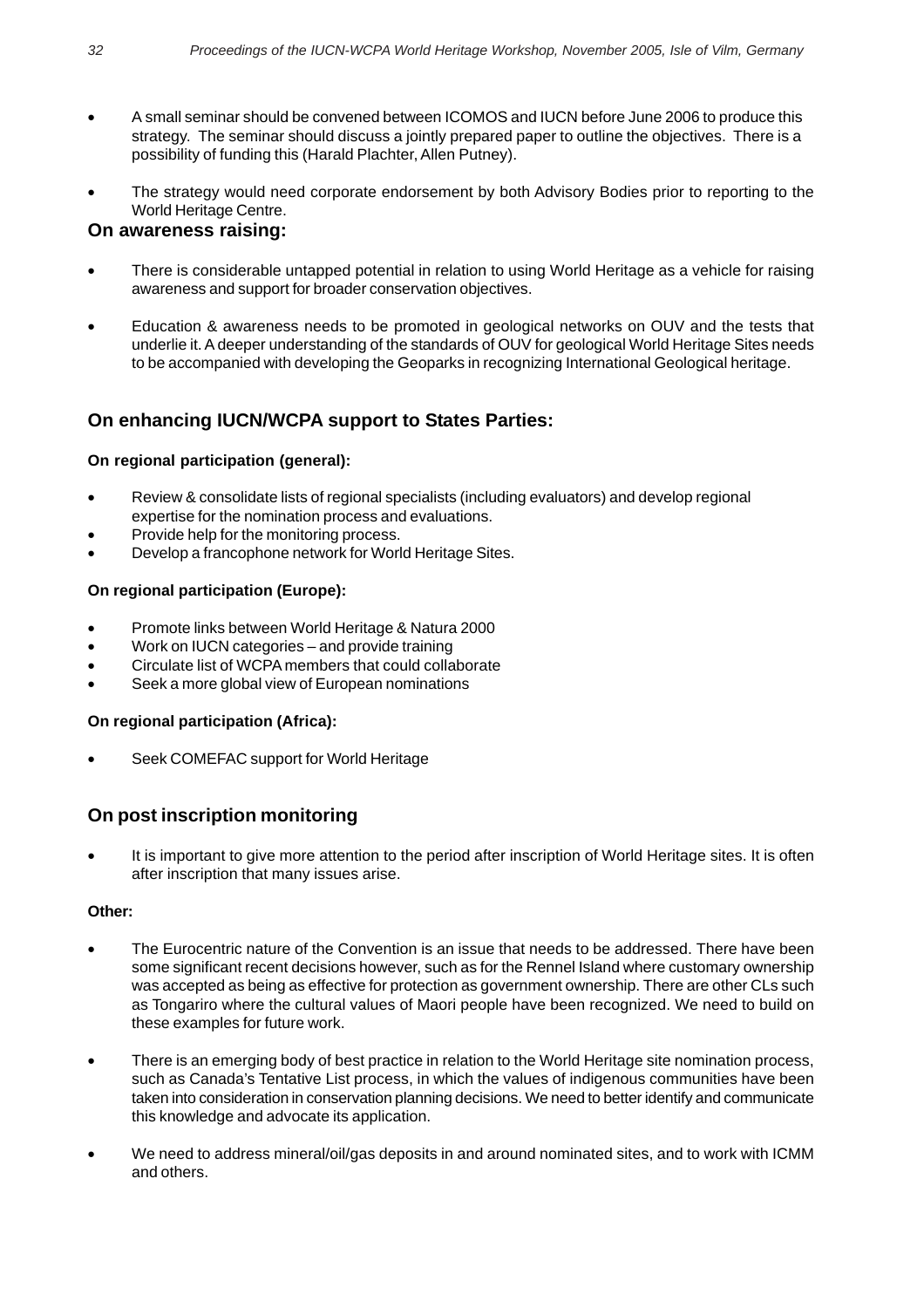- A small seminar should be convened between ICOMOS and IUCN before June 2006 to produce this strategy. The seminar should discuss a jointly prepared paper to outline the objectives. There is a possibility of funding this (Harald Plachter, Allen Putney).
- The strategy would need corporate endorsement by both Advisory Bodies prior to reporting to the World Heritage Centre.

## On awareness raising:

- There is considerable untapped potential in relation to using World Heritage as a vehicle for raising awareness and support for broader conservation objectives.
- Education & awareness needs to be promoted in geological networks on OUV and the tests that underlie it. A deeper understanding of the standards of OUV for geological World Heritage Sites needs to be accompanied with developing the Geoparks in recognizing International Geological heritage.

## On enhancing IUCN/WCPA support to States Parties:

### On regional participation (general):

- Review & consolidate lists of regional specialists (including evaluators) and develop regional expertise for the nomination process and evaluations.
- Provide help for the monitoring process.
- Develop a francophone network for World Heritage Sites.

### On regional participation (Europe):

- Promote links between World Heritage & Natura 2000
- Work on IUCN categories – and provide training
- Circulate list of WCPA members that could collaborate
- Seek a more global view of European nominations

### On regional participation (Africa):

- Seek COMEFAC support for World Heritage

## On post inscription monitoring

- It is important to give more attention to the period after inscription of World Heritage sites. It is often after inscription that many issues arise.

### Other:

- The Eurocentric nature of the Convention is an issue that needs to be addressed. There have been some significant recent decisions however, such as for the Rennel Island where customary ownership was accepted as being as effective for protection as government ownership. There are other CLs such as Tongariro where the cultural values of Maori people have been recognized. We need to build on these examples for future work.
- There is an emerging body of best practice in relation to the World Heritage site nomination process, such as Canada's Tentative List process, in which the values of indigenous communities have been taken into consideration in conservation planning decisions. We need to better identify and communicate this knowledge and advocate its application.
- We need to address mineral/oil/gas deposits in and around nominated sites, and to work with ICMM and others.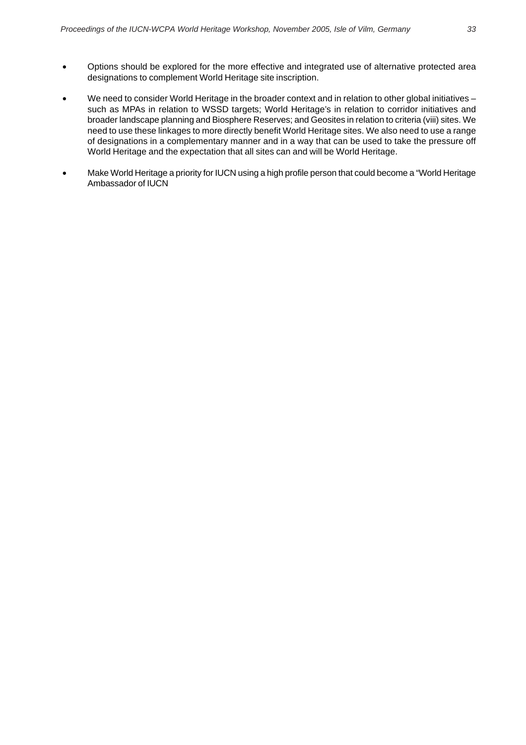- Options should be explored for the more effective and integrated use of alternative protected area designations to complement World Heritage site inscription.

- We need to consider World Heritage in the broader context and in relation to other global initiatives – such as MPAs in relation to WSSD targets; World Heritage's in relation to corridor initiatives and broader landscape planning and Biosphere Reserves; and Geosites in relation to criteria (viii) sites. We need to use these linkages to more directly benefit World Heritage sites. We also need to use a range of designations in a complementary manner and in a way that can be used to take the pressure off World Heritage and the expectation that all sites can and will be World Heritage.

- Make World Heritage a priority for IUCN using a high profile person that could become a "World Heritage Ambassador of IUCN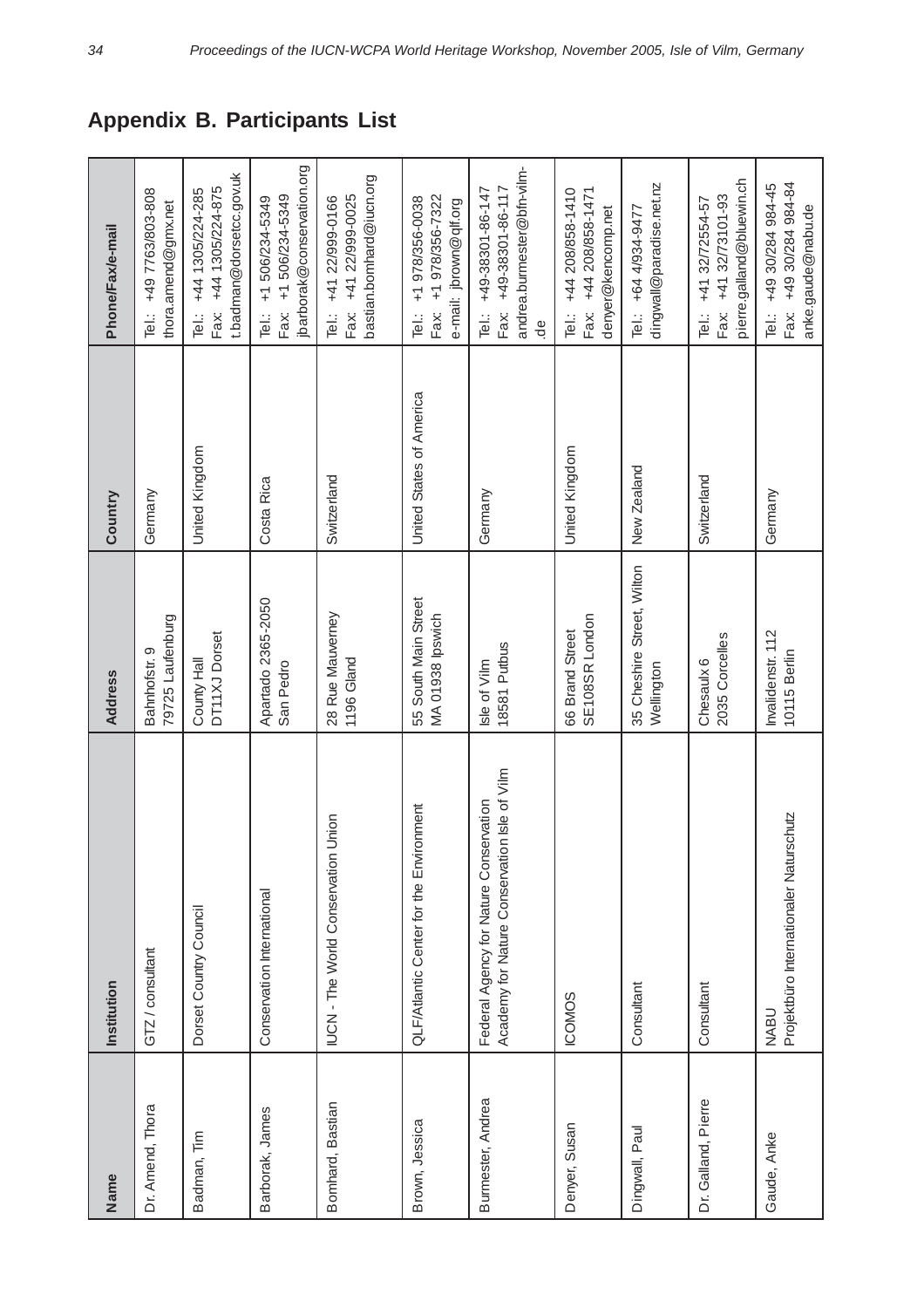## Appendix B. Participants List

| Name | Institution | Address | Country | Phone/Fax/e-mail |
|---|---|---|---|---|
| Dr. Amend, Thora | GTZ / consultant | Bahnhofstr. 9<br>79725 Laufenburg | Germany | Tel.: +49 7763/803-808<br>thora.amend@gmx.net |
| Badman, Tim | Dorset Country Council | County Hall<br>DT11XJ Dorset | United Kingdom | Tel.: +44 1305/224-285<br>Fax: +44 1305/224-875<br>t.badman@dorsetcc.gov.uk |
| Barborak, James | Conservation International | Apartado 2365-2050<br>San Pedro | Costa Rica | Tel.: +1 506/234-5349<br>Fax: +1 506/234-5349<br>jbarborak@conservation.org |
| Bomhard, Bastian | IUCN - The World Conservation Union | 28 Rue Mauverney<br>1196 Gland | Switzerland | Tel.: +41 22/999-0166<br>Fax: +41 22/999-0025<br>bastian.bomhard@iucn.org |
| Brown, Jessica | QLF/Atlantic Center for the Environment | 55 South Main Street<br>MA 01938 Ipswich | United States of America | Tel.: +1 978/356-0038<br>Fax: +1 978/356-7322<br>e-mail: jbrown@qlf.org |
| Burmester, Andrea | Federal Agency for Nature Conservation<br>Academy for Nature Conservation Isle of Vilm | Isle of Vilm<br>18581 Putbus | Germany | Tel.: +49-38301-86-147<br>Fax: +49-38301-86-117<br>andrea.burmester@bfn-vilm-.de |
| Denyer, Susan | ICOMOS | 66 Brand Street<br>SE108SR London | United Kingdom | Tel.: +44 208/858-1410<br>Fax: +44 208/858-1471<br>denyer@kencomp.net |
| Dingwall, Paul | Consultant | 35 Cheshire Street, Wilton<br>Wellington | New Zealand | Tel.: +64 4/934-9477<br>dingwall@paradise.net.nz |
| Dr. Galland, Pierre | Consultant | Chesaulx 6<br>2035 Corcelles | Switzerland | Tel.: +41 32/72554-57<br>Fax: +41 32/73101-93<br>pierre.galland@bluewin.ch |
| Gaude, Anke | NABU<br>Projektbüro Internationaler Naturschutz | Invalidenstr. 112<br>10115 Berlin | Germany | Tel.: +49 30/284 984-45<br>Fax: +49 30/284 984-84<br>anke.gaude@nabu.de |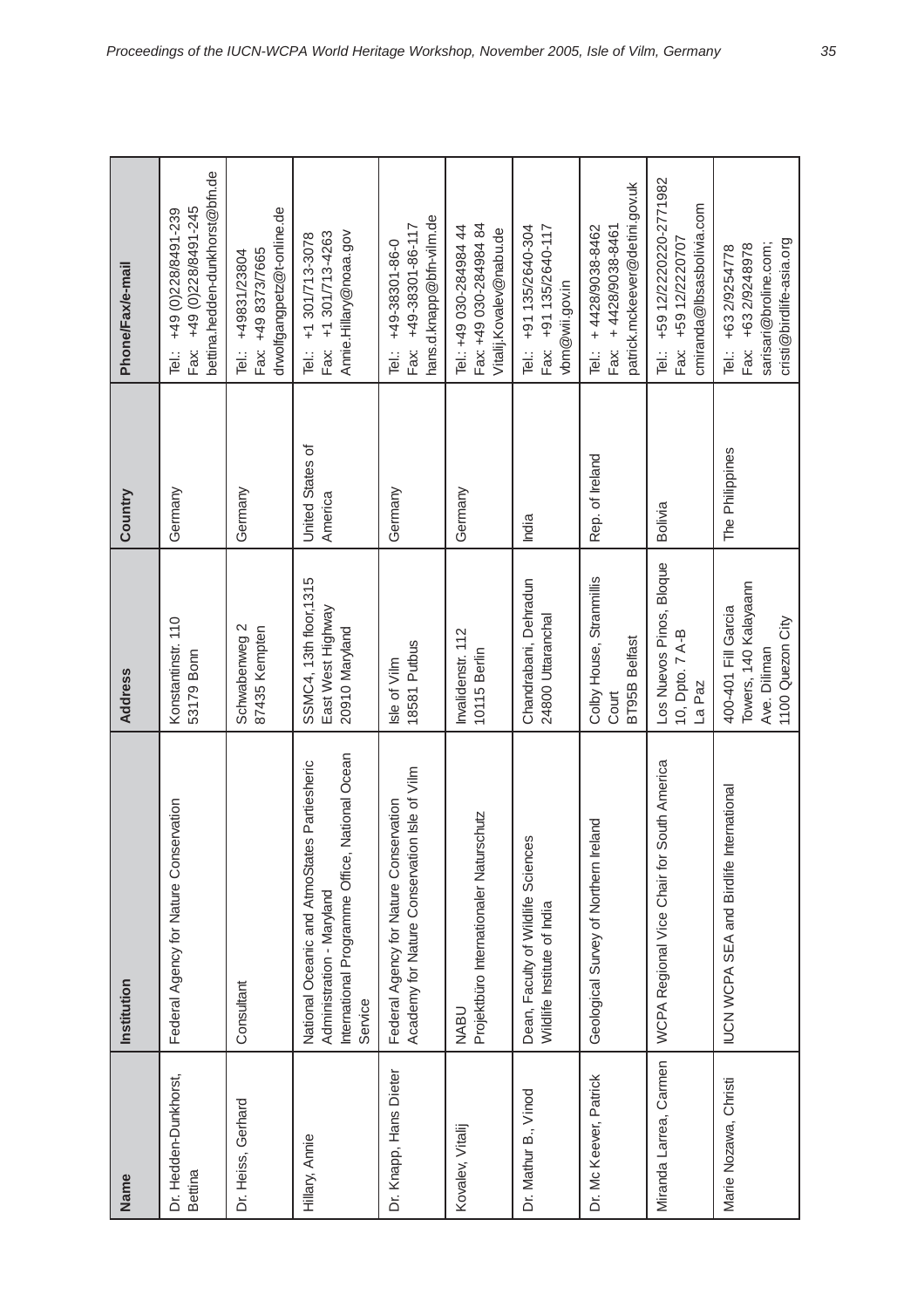| Name | Institution | Address | Country | Phone/Fax/e-mail |
|---|---|---|---|---|
| Dr. Hedden-Dunkhorst, Bettina | Federal Agency for Nature Conservation | Konstantinstr. 110<br>53179 Bonn | Germany | Tel.: +49 (0)228/8491-239<br>Fax: +49 (0)228/8491-245<br>bettina.hedden-dunkhorst@bfn.de |
| Dr. Heiss, Gerhard | Consultant | Schwaberweg 2<br>87435 Kempten | Germany | Tel.: +49831/23804<br>Fax: +49 8373/7665<br>drwolfgangpetz@t-online.de |
| Hillary, Annie | National Oceanic and AtmoStates Partiesheric Administration - Maryland<br>International Programme Office, National Ocean Service | SSMC4, 13th floor,1315 East West Highway<br>20910 Maryland | United States of America | Tel.: +1 301/713-3078<br>Fax: +1 301/713-4263<br>Annie.Hillary@noaa.gov |
| Dr. Knapp, Hans Dieter | Federal Agency for Nature Conservation<br>Academy for Nature Conservation Isle of Vilm | Isle of Vilm<br>18581 Putbus | Germany | Tel.: +49-38301-86-0<br>Fax: +49-38301-86-117<br>hans.d.knapp@bfn-vilm.de |
| Kovalev, Vitalij | NABU<br>Projektbüro Internationaler Naturschutz | Invalidenstr. 112<br>10115 Berlin | Germany | Tel.: +49 030-284984 44<br>Fax: +49 030-284984 84<br>Vitalij.Kovalev@nabu.de |
| Dr. Mathur B., Vinod | Dean, Faculty of Wildlife Sciences<br>Wildlife Institute of India | Chandrabani, Dehradun<br>24800 Uttaranchal | India | Tel.: +91 135/2640-304<br>Fax: +91 135/2640-117<br>vbm@wii.gov.in |
| Dr. Mc Keever, Patrick | Geological Survey of Northern Ireland | Colby House, Stranmillis Court<br>BT95B Belfast | Rep. of Ireland | Tel.: + 4428/9038-8462<br>Fax: + 4428/9038-8461<br>patrick.mckeever@detini.gov.uk |
| Miranda Larrea, Carmen | WCPA Regional Vice Chair for South America | Los Nuevos Pinos, Bloque 10, Dpto. 7 A-B<br>La Paz | Bolivia | Tel.: +59 12/2220220-2771982<br>Fax: +59 12/2220707<br>cmiranda@lbsasbolivia.com |
| Marie Nozawa, Christi | IUCN WCPA SEA and Birdlife International | 400-401 Fill Garcia Towers, 140 Kalayaann Ave. Diliman<br>1100 Quezon City | The Philippines | Tel.: +63 2/9254778<br>Fax: +63 2/9248978<br>sarisari@broline.com;<br>cristi@birdlife-asia.org |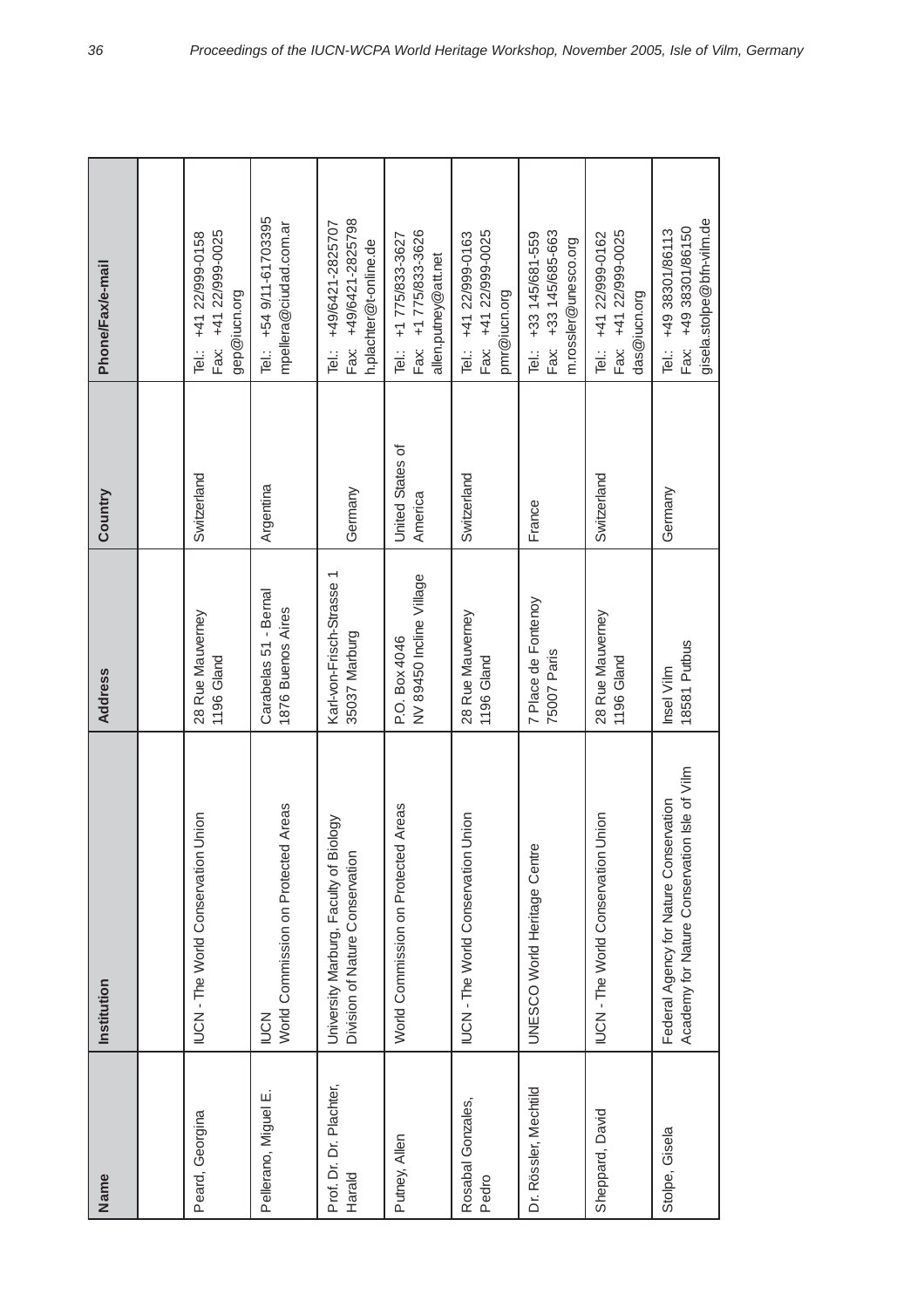| Name | Institution | Address | Country | Phone/Fax/e-mail |
|---|---|---|---|---|
| | | | | |
| Peard, Georgina | IUCN - The World Conservation Union | 28 Rue Mauverney<br>1196 Gland | Switzerland | Tel.: +41 22/999-0158<br>Fax: +41 22/999-0025<br>gep@iucn.org |
| Pellerano, Miguel E. | IUCN<br>World Commission on Protected Areas | Carabelas 51 - Bernal<br>1876 Buenos Aires | Argentina | Tel.: +54 9/11-61703395<br>mpellera@ciudad.com.ar |
| Prof. Dr. Dr. Plachter, Harald | University Marburg, Faculty of Biology<br>Division of Nature Conservation | Karl-von-Frisch-Strasse 1<br>35037 Marburg | Germany | Tel.: +49/6421-2825707<br>Fax: +49/6421-2825798<br>h.plachter@t-online.de |
| Putney, Allen | World Commission on Protected Areas | P.O. Box 4046<br>NV 89450 Incline Village | United States of America | Tel.: +1 775/833-3627<br>Fax: +1 775/833-3626<br>allen.putney@att.net |
| Rosabal Gonzales, Pedro | IUCN - The World Conservation Union | 28 Rue Mauverney<br>1196 Gland | Switzerland | Tel.: +41 22/999-0163<br>Fax: +41 22/999-0025<br>pmr@iucn.org |
| Dr. Rössler, Mechtild | UNESCO World Heritage Centre | 7 Place de Fontenoy<br>75007 Paris | France | Tel.: +33 145/681-559<br>Fax: +33 145/685-663<br>m.rossler@unesco.org |
| Sheppard, David | IUCN - The World Conservation Union | 28 Rue Mauverney<br>1196 Gland | Switzerland | Tel.: +41 22/999-0162<br>Fax: +41 22/999-0025<br>das@iucn.org |
| Stolpe, Gisela | Federal Agency for Nature Conservation<br>Academy for Nature Conservation Isle of Vilm | Insel Vilm<br>18581 Putbus | Germany | Tel.: +49 38301/86113<br>Fax: +49 38301/86150<br>gisela.stolpe@bfn-vilm.de |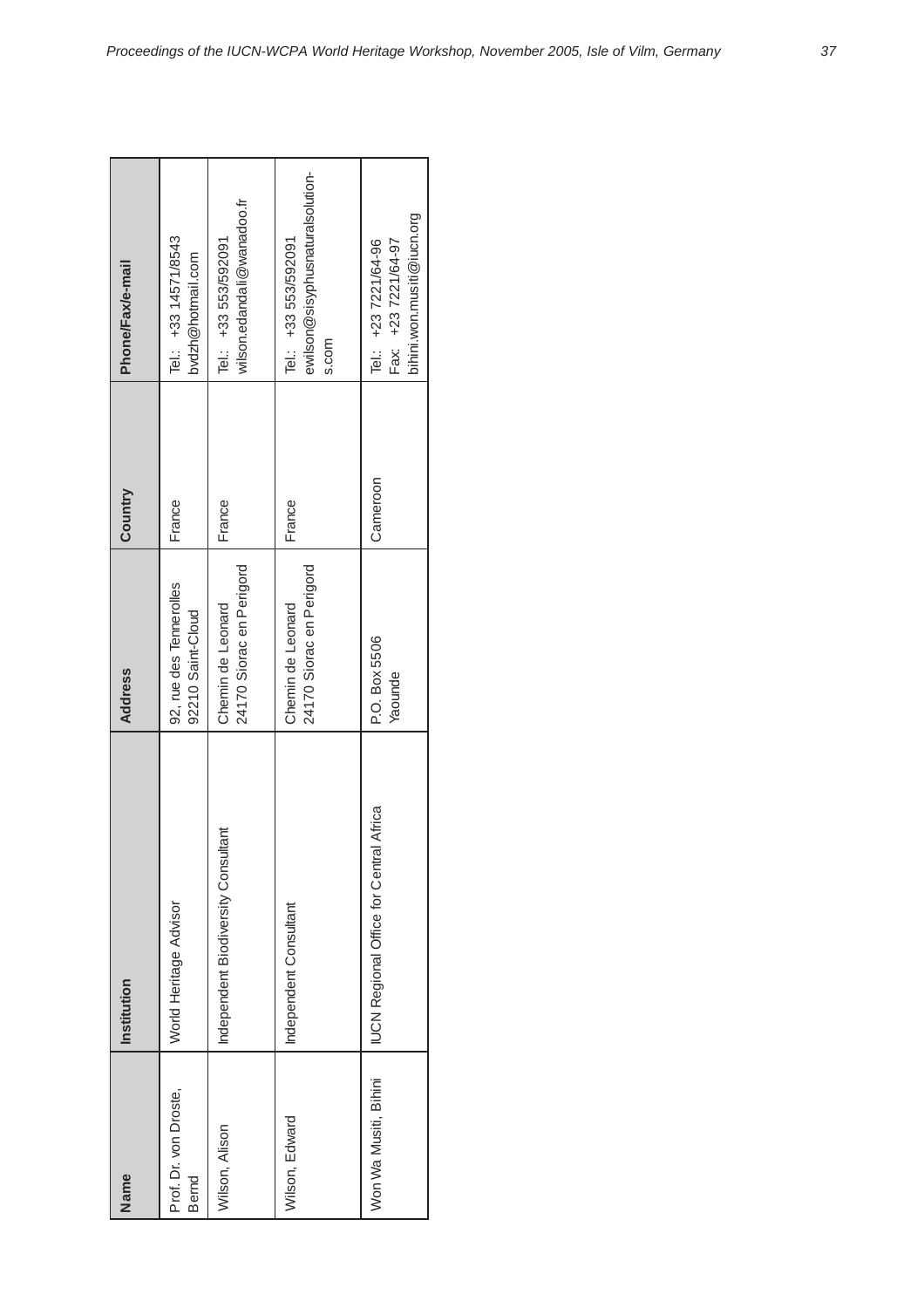| Name | Institution | Address | Country | Phone/Fax/e-mail |
| --- | --- | --- | --- | --- |
| Prof. Dr. von Droste, Bernd | World Heritage Advisor | 92, rue des Tennerolles 92210 Saint-Cloud | France | Tel.: +33 14571/8543 bvdzh@hotmail.com |
| Wilson, Alison | Independent Biodiversity Consultant | Chemin de Leonard 24170 Siorac en Perigord | France | Tel.: +33 553/592091 wilson.edandali@wanadoo.fr |
| Wilson, Edward | Independent Consultant | Chemin de Leonard 24170 Siorac en Perigord | France | Tel.: +33 553/592091 ewilson@sisyphusnaturalsolution-s.com |
| Won Wa Musiti, Bihini | IUCN Regional Office for Central Africa | P.O. Box 5506 Yaounde | Cameroon | Tel.: +23 7221/64-96 Fax: +23 7221/64-97 bihini.won.musiti@iucn.org |